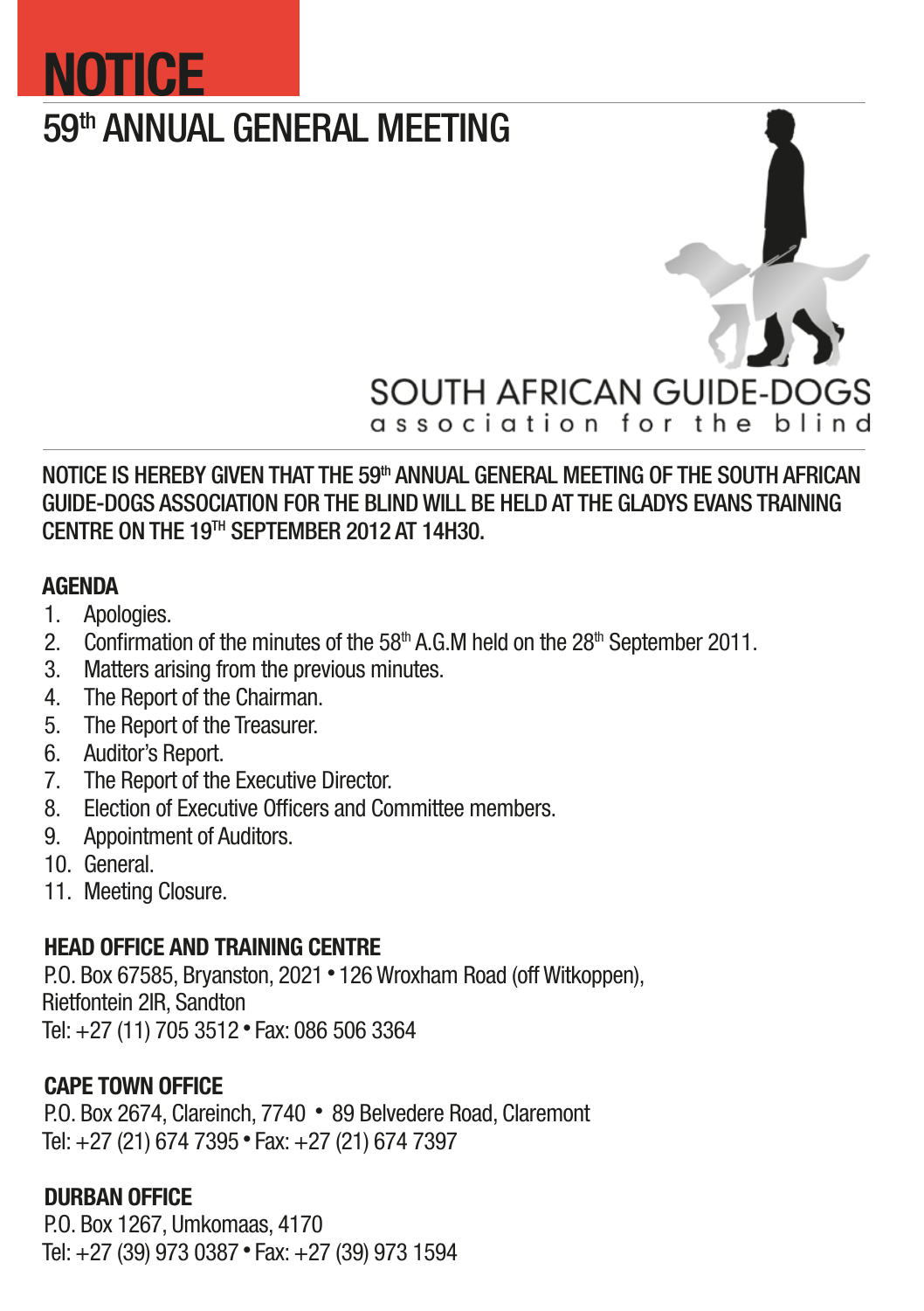# NOTICE

## 59th ANNUAL GENERAL MEETING

SOUTH AFRICAN GUIDE-DOGS
association for the blind

NOTICE IS HEREBY GIVEN THAT THE 59th ANNUAL GENERAL MEETING OF THE SOUTH AFRICAN GUIDE-DOGS ASSOCIATION FOR THE BLIND WILL BE HELD AT THE GLADYS EVANS TRAINING CENTRE ON THE 19TH SEPTEMBER 2012 AT 14H30.

### AGENDA

1. Apologies.
2. Confirmation of the minutes of the 58th A.G.M held on the 28th September 2011.
3. Matters arising from the previous minutes.
4. The Report of the Chairman.
5. The Report of the Treasurer.
6. Auditor's Report.
7. The Report of the Executive Director.
8. Election of Executive Officers and Committee members.
9. Appointment of Auditors.
10. General.
11. Meeting Closure.

### HEAD OFFICE AND TRAINING CENTRE

P.O. Box 67585, Bryanston, 2021 • 126 Wroxham Road (off Witkoppen), Rietfontein 2IR, Sandton
Tel: +27 (11) 705 3512 • Fax: 086 506 3364

### CAPE TOWN OFFICE

P.O. Box 2674, Clareinch, 7740 • 89 Belvedere Road, Claremont
Tel: +27 (21) 674 7395 • Fax: +27 (21) 674 7397

### DURBAN OFFICE

P.O. Box 1267, Umkomaas, 4170
Tel: +27 (39) 973 0387 • Fax: +27 (39) 973 1594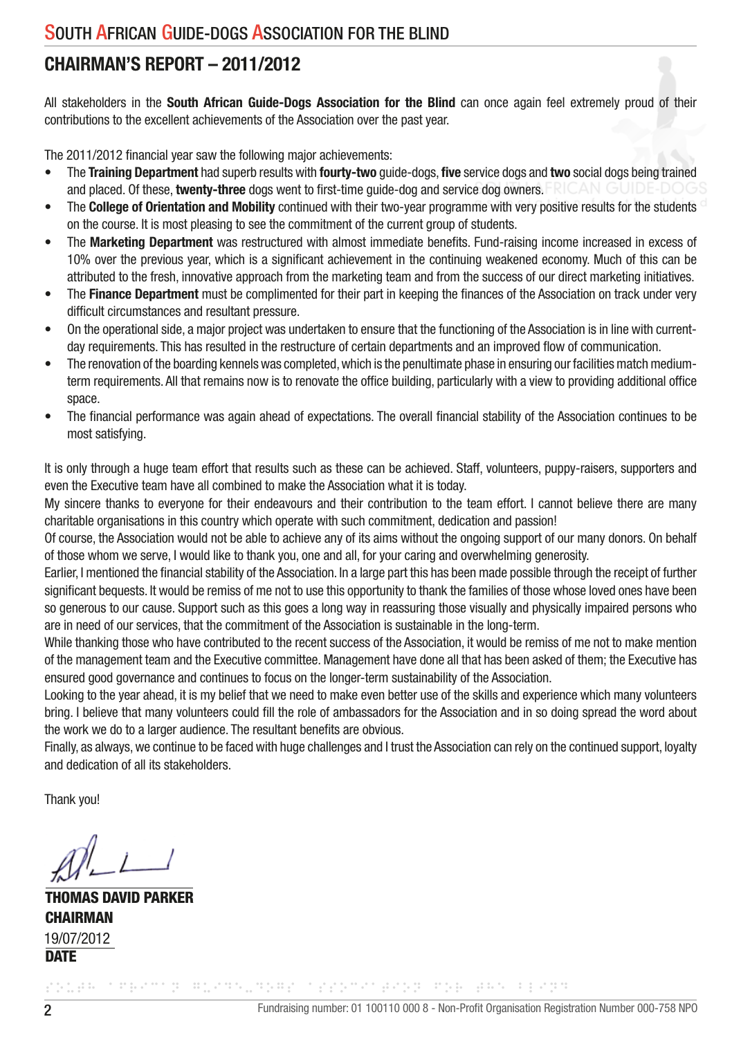## SOUTH AFRICAN GUIDE-DOGS ASSOCIATION FOR THE BLIND

# CHAIRMAN'S REPORT – 2011/2012

All stakeholders in the **South African Guide-Dogs Association for the Blind** can once again feel extremely proud of their contributions to the excellent achievements of the Association over the past year.

The 2011/2012 financial year saw the following major achievements:

- The **Training Department** had superb results with **fourty-two** guide-dogs, **five** service dogs and **two** social dogs being trained and placed. Of these, **twenty-three** dogs went to first-time guide-dog and service dog owners.
- The **College of Orientation and Mobility** continued with their two-year programme with very positive results for the students on the course. It is most pleasing to see the commitment of the current group of students.
- The **Marketing Department** was restructured with almost immediate benefits. Fund-raising income increased in excess of 10% over the previous year, which is a significant achievement in the continuing weakened economy. Much of this can be attributed to the fresh, innovative approach from the marketing team and from the success of our direct marketing initiatives.
- The **Finance Department** must be complimented for their part in keeping the finances of the Association on track under very difficult circumstances and resultant pressure.
- On the operational side, a major project was undertaken to ensure that the functioning of the Association is in line with current-day requirements. This has resulted in the restructure of certain departments and an improved flow of communication.
- The renovation of the boarding kennels was completed, which is the penultimate phase in ensuring our facilities match medium-term requirements. All that remains now is to renovate the office building, particularly with a view to providing additional office space.
- The financial performance was again ahead of expectations. The overall financial stability of the Association continues to be most satisfying.

It is only through a huge team effort that results such as these can be achieved. Staff, volunteers, puppy-raisers, supporters and even the Executive team have all combined to make the Association what it is today.

My sincere thanks to everyone for their endeavours and their contribution to the team effort. I cannot believe there are many charitable organisations in this country which operate with such commitment, dedication and passion!

Of course, the Association would not be able to achieve any of its aims without the ongoing support of our many donors. On behalf of those whom we serve, I would like to thank you, one and all, for your caring and overwhelming generosity.

Earlier, I mentioned the financial stability of the Association. In a large part this has been made possible through the receipt of further significant bequests. It would be remiss of me not to use this opportunity to thank the families of those whose loved ones have been so generous to our cause. Support such as this goes a long way in reassuring those visually and physically impaired persons who are in need of our services, that the commitment of the Association is sustainable in the long-term.

While thanking those who have contributed to the recent success of the Association, it would be remiss of me not to make mention of the management team and the Executive committee. Management have done all that has been asked of them; the Executive has ensured good governance and continues to focus on the longer-term sustainability of the Association.

Looking to the year ahead, it is my belief that we need to make even better use of the skills and experience which many volunteers bring. I believe that many volunteers could fill the role of ambassadors for the Association and in so doing spread the word about the work we do to a larger audience. The resultant benefits are obvious.

Finally, as always, we continue to be faced with huge challenges and I trust the Association can rely on the continued support, loyalty and dedication of all its stakeholders.

Thank you!

**THOMAS DAVID PARKER**
**CHAIRMAN**

19/07/2012
**DATE**

Fundraising number: 01 100110 000 8 - Non-Profit Organisation Registration Number 000-758 NPO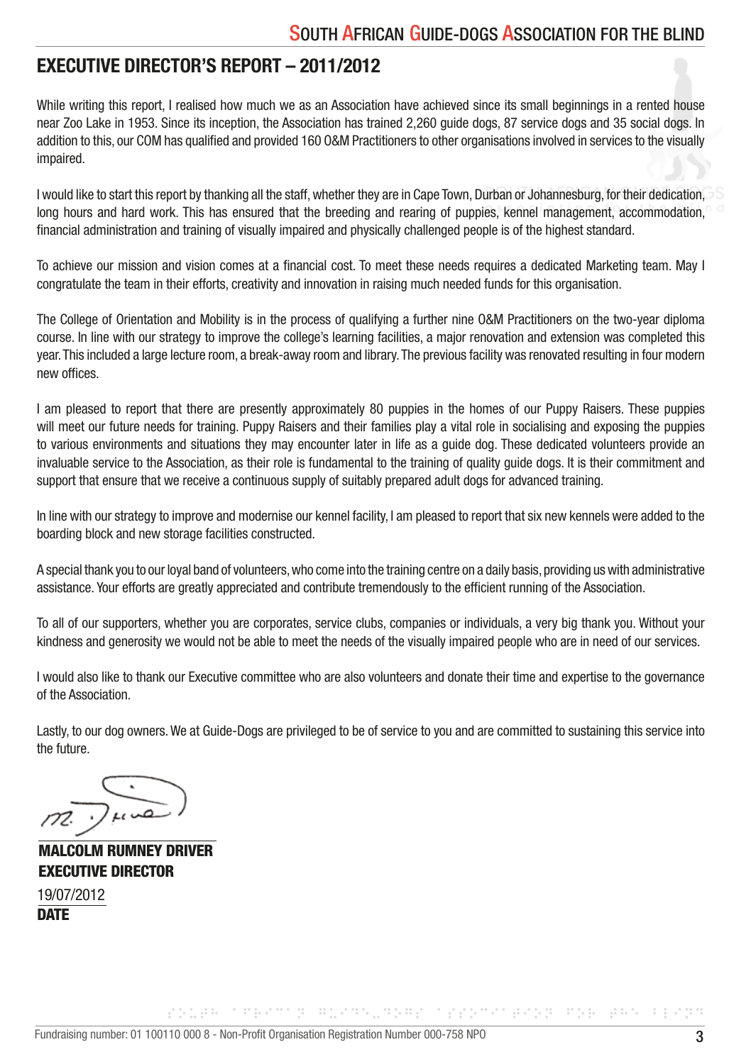## EXECUTIVE DIRECTOR'S REPORT – 2011/2012

While writing this report, I realised how much we as an Association have achieved since its small beginnings in a rented house near Zoo Lake in 1953. Since its inception, the Association has trained 2,260 guide dogs, 87 service dogs and 35 social dogs. In addition to this, our COM has qualified and provided 160 O&M Practitioners to other organisations involved in services to the visually impaired.

I would like to start this report by thanking all the staff, whether they are in Cape Town, Durban or Johannesburg, for their dedication, long hours and hard work. This has ensured that the breeding and rearing of puppies, kennel management, accommodation, financial administration and training of visually impaired and physically challenged people is of the highest standard.

To achieve our mission and vision comes at a financial cost. To meet these needs requires a dedicated Marketing team. May I congratulate the team in their efforts, creativity and innovation in raising much needed funds for this organisation.

The College of Orientation and Mobility is in the process of qualifying a further nine O&M Practitioners on the two-year diploma course. In line with our strategy to improve the college's learning facilities, a major renovation and extension was completed this year. This included a large lecture room, a break-away room and library. The previous facility was renovated resulting in four modern new offices.

I am pleased to report that there are presently approximately 80 puppies in the homes of our Puppy Raisers. These puppies will meet our future needs for training. Puppy Raisers and their families play a vital role in socialising and exposing the puppies to various environments and situations they may encounter later in life as a guide dog. These dedicated volunteers provide an invaluable service to the Association, as their role is fundamental to the training of quality guide dogs. It is their commitment and support that ensure that we receive a continuous supply of suitably prepared adult dogs for advanced training.

In line with our strategy to improve and modernise our kennel facility, I am pleased to report that six new kennels were added to the boarding block and new storage facilities constructed.

A special thank you to our loyal band of volunteers, who come into the training centre on a daily basis, providing us with administrative assistance. Your efforts are greatly appreciated and contribute tremendously to the efficient running of the Association.

To all of our supporters, whether you are corporates, service clubs, companies or individuals, a very big thank you. Without your kindness and generosity we would not be able to meet the needs of the visually impaired people who are in need of our services.

I would also like to thank our Executive committee who are also volunteers and donate their time and expertise to the governance of the Association.

Lastly, to our dog owners. We at Guide-Dogs are privileged to be of service to you and are committed to sustaining this service into the future.

**MALCOLM RUMNEY DRIVER**
**EXECUTIVE DIRECTOR**

19/07/2012
**DATE**

Fundraising number: 01 100110 000 8 - Non-Profit Organisation Registration Number 000-758 NPO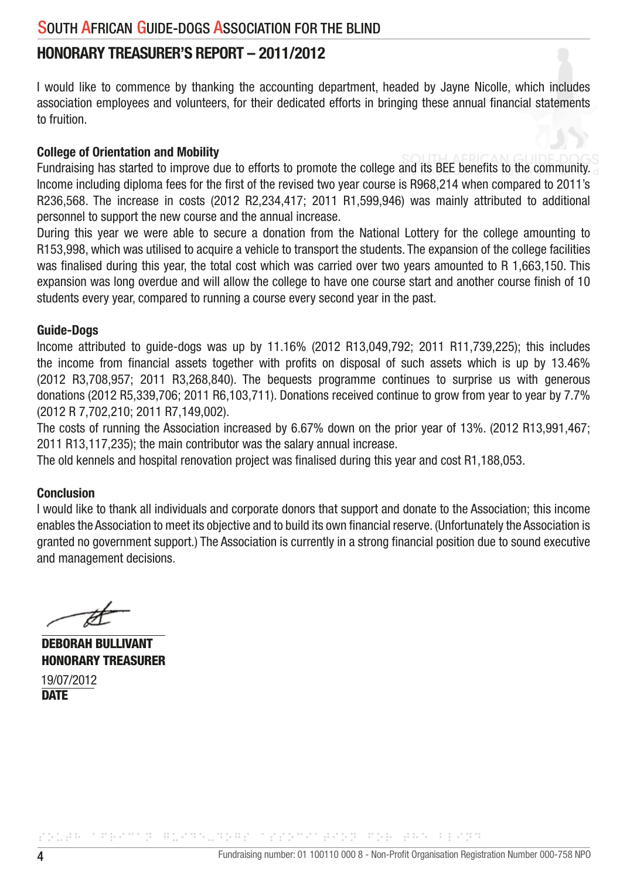## HONORARY TREASURER'S REPORT – 2011/2012

I would like to commence by thanking the accounting department, headed by Jayne Nicolle, which includes association employees and volunteers, for their dedicated efforts in bringing these annual financial statements to fruition.

**College of Orientation and Mobility**

Fundraising has started to improve due to efforts to promote the college and its BEE benefits to the community. Income including diploma fees for the first of the revised two year course is R968,214 when compared to 2011's R236,568. The increase in costs (2012 R2,234,417; 2011 R1,599,946) was mainly attributed to additional personnel to support the new course and the annual increase.

During this year we were able to secure a donation from the National Lottery for the college amounting to R153,998, which was utilised to acquire a vehicle to transport the students. The expansion of the college facilities was finalised during this year, the total cost which was carried over two years amounted to R 1,663,150. This expansion was long overdue and will allow the college to have one course start and another course finish of 10 students every year, compared to running a course every second year in the past.

**Guide-Dogs**

Income attributed to guide-dogs was up by 11.16% (2012 R13,049,792; 2011 R11,739,225); this includes the income from financial assets together with profits on disposal of such assets which is up by 13.46% (2012 R3,708,957; 2011 R3,268,840). The bequests programme continues to surprise us with generous donations (2012 R5,339,706; 2011 R6,103,711). Donations received continue to grow from year to year by 7.7% (2012 R 7,702,210; 2011 R7,149,002).

The costs of running the Association increased by 6.67% down on the prior year of 13%. (2012 R13,991,467; 2011 R13,117,235); the main contributor was the salary annual increase.

The old kennels and hospital renovation project was finalised during this year and cost R1,188,053.

**Conclusion**

I would like to thank all individuals and corporate donors that support and donate to the Association; this income enables the Association to meet its objective and to build its own financial reserve. (Unfortunately the Association is granted no government support.) The Association is currently in a strong financial position due to sound executive and management decisions.

**DEBORAH BULLIVANT**
**HONORARY TREASURER**

19/07/2012
**DATE**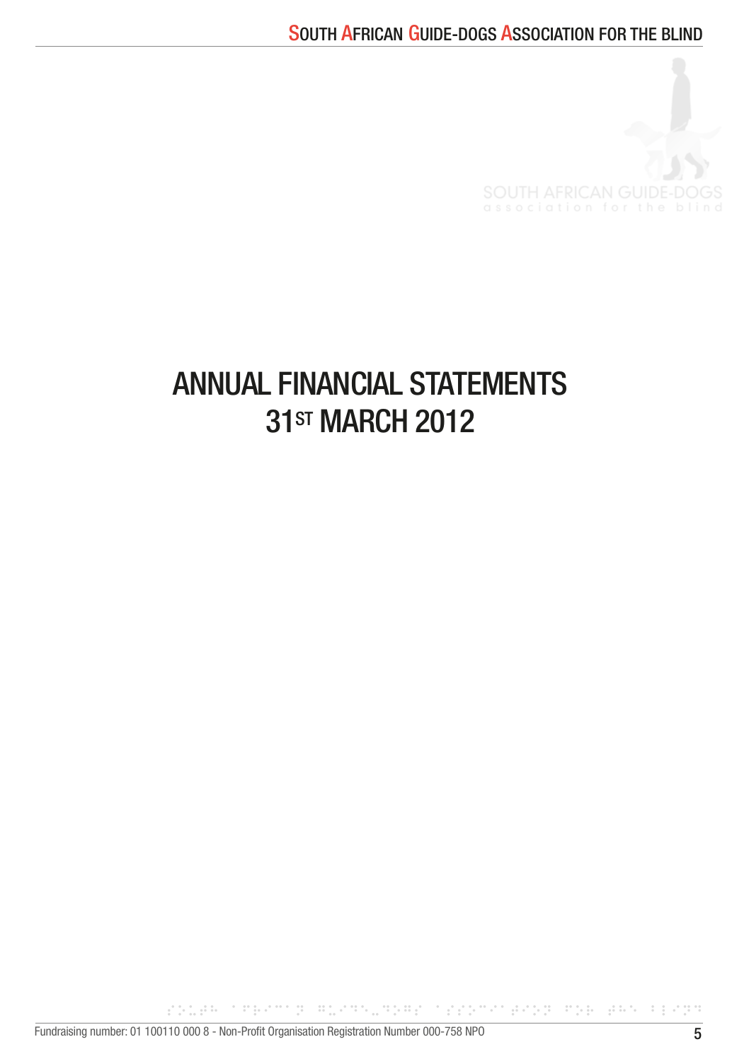# ANNUAL FINANCIAL STATEMENTS
# 31ST MARCH 2012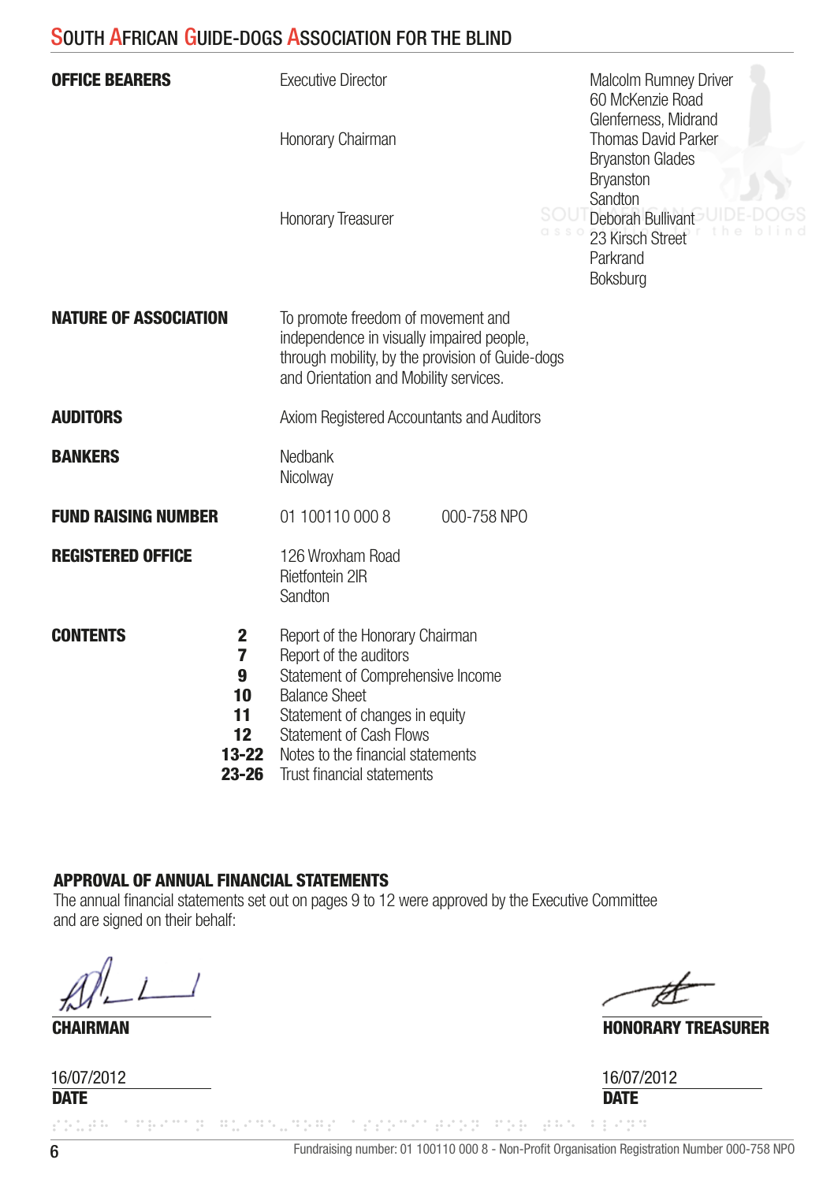## SOUTH AFRICAN GUIDE-DOGS ASSOCIATION FOR THE BLIND

| | | |
|---|---|---|
| **OFFICE BEARERS** | Executive Director | Malcolm Rumney Driver<br>60 McKenzie Road<br>Glenferness, Midrand |
| | Honorary Chairman | Thomas David Parker<br>Bryanston Glades<br>Bryanston<br>Sandton |
| | Honorary Treasurer | Deborah Bullivant<br>23 Kirsch Street<br>Parkrand<br>Boksburg |

**NATURE OF ASSOCIATION** — To promote freedom of movement and independence in visually impaired people, through mobility, by the provision of Guide-dogs and Orientation and Mobility services.

**AUDITORS** — Axiom Registered Accountants and Auditors

**BANKERS** — Nedbank
Nicolway

**FUND RAISING NUMBER** — 01 100110 000 8 &nbsp;&nbsp;&nbsp; 000-758 NPO

**REGISTERED OFFICE** — 126 Wroxham Road
Rietfontein 2IR
Sandton

**CONTENTS**

| | |
|---|---|
| **2** | Report of the Honorary Chairman |
| **7** | Report of the auditors |
| **9** | Statement of Comprehensive Income |
| **10** | Balance Sheet |
| **11** | Statement of changes in equity |
| **12** | Statement of Cash Flows |
| **13-22** | Notes to the financial statements |
| **23-26** | Trust financial statements |

**APPROVAL OF ANNUAL FINANCIAL STATEMENTS**

The annual financial statements set out on pages 9 to 12 were approved by the Executive Committee and are signed on their behalf:

| | |
|---|---|
| **CHAIRMAN** | **HONORARY TREASURER** |
| 16/07/2012 | 16/07/2012 |
| **DATE** | **DATE** |

Fundraising number: 01 100110 000 8 - Non-Profit Organisation Registration Number 000-758 NPO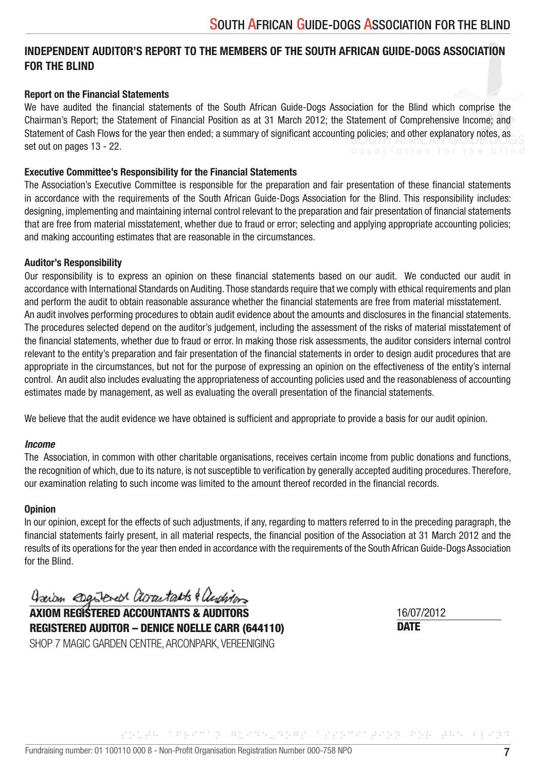# INDEPENDENT AUDITOR'S REPORT TO THE MEMBERS OF THE SOUTH AFRICAN GUIDE-DOGS ASSOCIATION FOR THE BLIND

**Report on the Financial Statements**

We have audited the financial statements of the South African Guide-Dogs Association for the Blind which comprise the Chairman's Report; the Statement of Financial Position as at 31 March 2012; the Statement of Comprehensive Income; and Statement of Cash Flows for the year then ended; a summary of significant accounting policies; and other explanatory notes, as set out on pages 13 - 22.

**Executive Committee's Responsibility for the Financial Statements**

The Association's Executive Committee is responsible for the preparation and fair presentation of these financial statements in accordance with the requirements of the South African Guide-Dogs Association for the Blind. This responsibility includes: designing, implementing and maintaining internal control relevant to the preparation and fair presentation of financial statements that are free from material misstatement, whether due to fraud or error; selecting and applying appropriate accounting policies; and making accounting estimates that are reasonable in the circumstances.

**Auditor's Responsibility**

Our responsibility is to express an opinion on these financial statements based on our audit. We conducted our audit in accordance with International Standards on Auditing. Those standards require that we comply with ethical requirements and plan and perform the audit to obtain reasonable assurance whether the financial statements are free from material misstatement.
An audit involves performing procedures to obtain audit evidence about the amounts and disclosures in the financial statements. The procedures selected depend on the auditor's judgement, including the assessment of the risks of material misstatement of the financial statements, whether due to fraud or error. In making those risk assessments, the auditor considers internal control relevant to the entity's preparation and fair presentation of the financial statements in order to design audit procedures that are appropriate in the circumstances, but not for the purpose of expressing an opinion on the effectiveness of the entity's internal control. An audit also includes evaluating the appropriateness of accounting policies used and the reasonableness of accounting estimates made by management, as well as evaluating the overall presentation of the financial statements.

We believe that the audit evidence we have obtained is sufficient and appropriate to provide a basis for our audit opinion.

***Income***

The Association, in common with other charitable organisations, receives certain income from public donations and functions, the recognition of which, due to its nature, is not susceptible to verification by generally accepted auditing procedures. Therefore, our examination relating to such income was limited to the amount thereof recorded in the financial records.

**Opinion**

In our opinion, except for the effects of such adjustments, if any, regarding to matters referred to in the preceding paragraph, the financial statements fairly present, in all material respects, the financial position of the Association at 31 March 2012 and the results of its operations for the year then ended in accordance with the requirements of the South African Guide-Dogs Association for the Blind.

Axiom Registered Accountants & Auditors

**AXIOM REGISTERED ACCOUNTANTS & AUDITORS**
**REGISTERED AUDITOR – DENICE NOELLE CARR (644110)**
SHOP 7 MAGIC GARDEN CENTRE, ARCONPARK, VEREENIGING

16/07/2012
**DATE**

Fundraising number: 01 100110 000 8 - Non-Profit Organisation Registration Number 000-758 NPO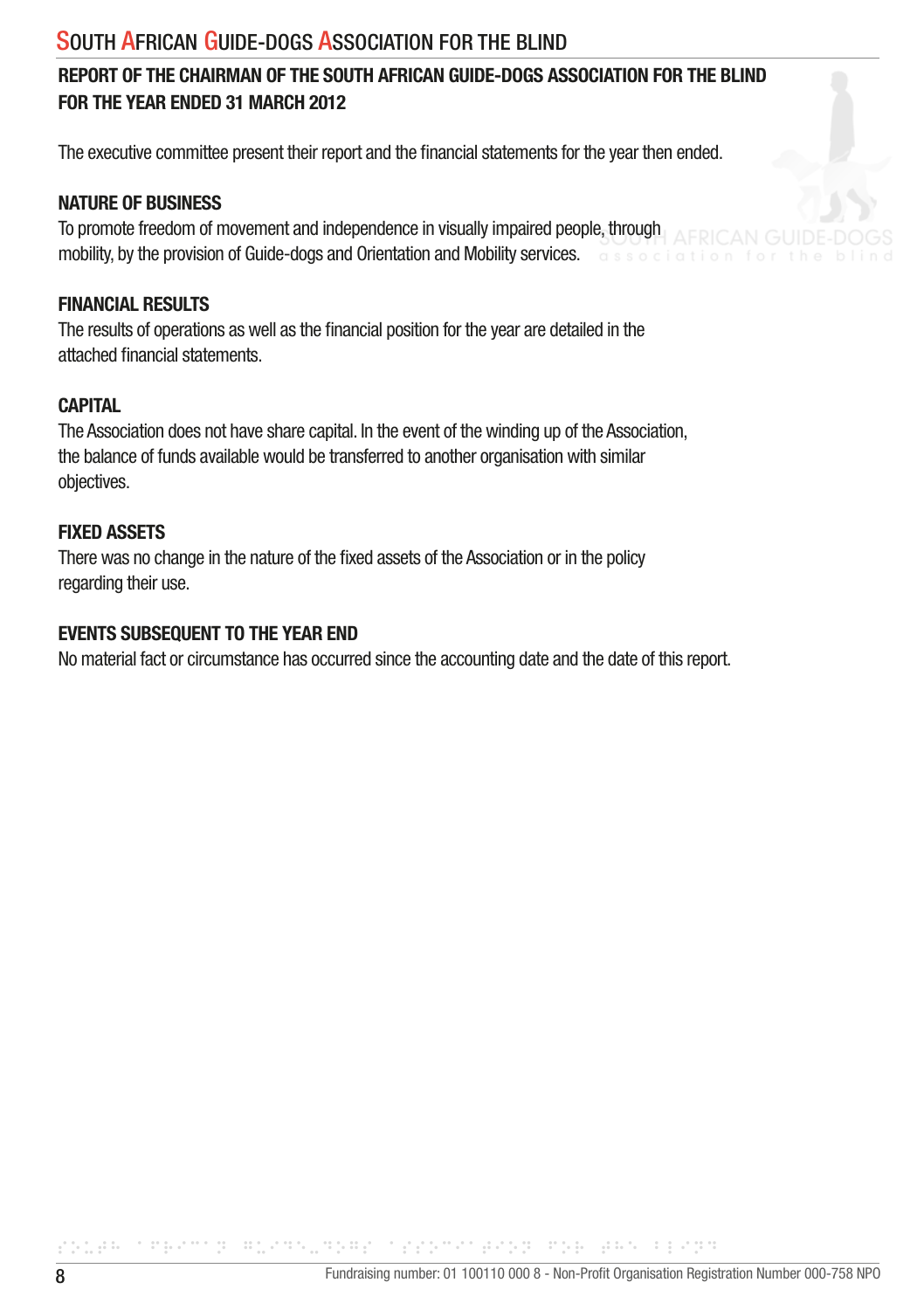## REPORT OF THE CHAIRMAN OF THE SOUTH AFRICAN GUIDE-DOGS ASSOCIATION FOR THE BLIND FOR THE YEAR ENDED 31 MARCH 2012

The executive committee present their report and the financial statements for the year then ended.

### NATURE OF BUSINESS

To promote freedom of movement and independence in visually impaired people, through mobility, by the provision of Guide-dogs and Orientation and Mobility services.

### FINANCIAL RESULTS

The results of operations as well as the financial position for the year are detailed in the attached financial statements.

### CAPITAL

The Association does not have share capital. In the event of the winding up of the Association, the balance of funds available would be transferred to another organisation with similar objectives.

### FIXED ASSETS

There was no change in the nature of the fixed assets of the Association or in the policy regarding their use.

### EVENTS SUBSEQUENT TO THE YEAR END

No material fact or circumstance has occurred since the accounting date and the date of this report.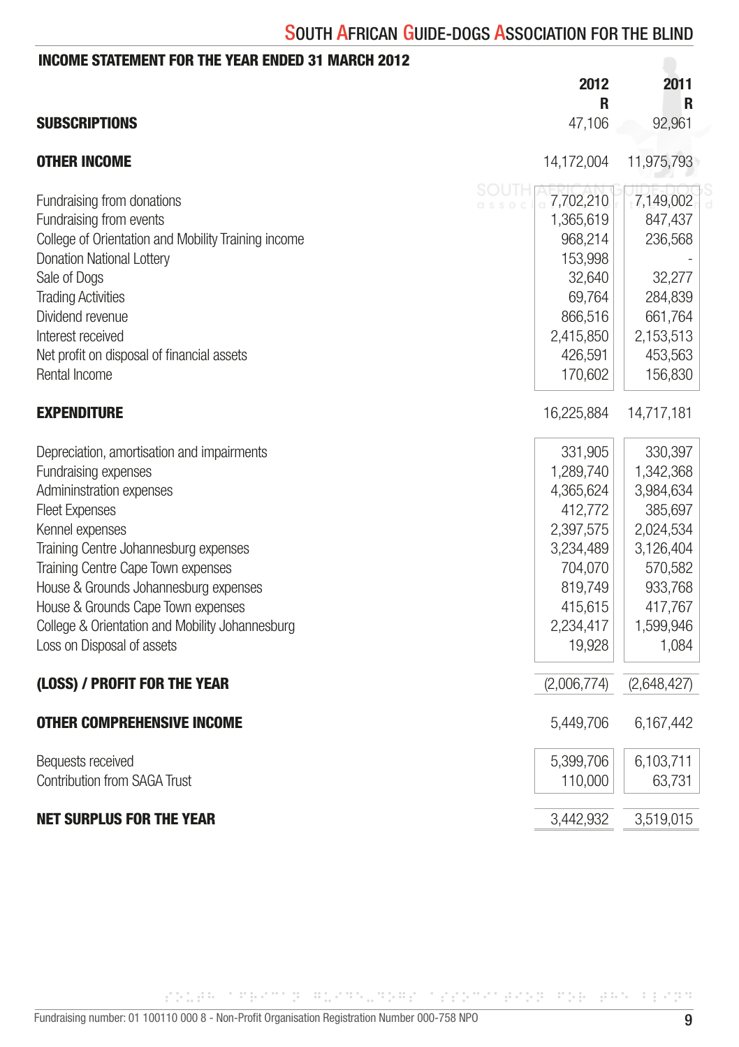## INCOME STATEMENT FOR THE YEAR ENDED 31 MARCH 2012

| | 2012<br>R | 2011<br>R |
|---|---|---|
| **SUBSCRIPTIONS** | 47,106 | 92,961 |
| **OTHER INCOME** | 14,172,004 | 11,975,793 |
| Fundraising from donations | 7,702,210 | 7,149,002 |
| Fundraising from events | 1,365,619 | 847,437 |
| College of Orientation and Mobility Training income | 968,214 | 236,568 |
| Donation National Lottery | 153,998 | - |
| Sale of Dogs | 32,640 | 32,277 |
| Trading Activities | 69,764 | 284,839 |
| Dividend revenue | 866,516 | 661,764 |
| Interest received | 2,415,850 | 2,153,513 |
| Net profit on disposal of financial assets | 426,591 | 453,563 |
| Rental Income | 170,602 | 156,830 |
| **EXPENDITURE** | 16,225,884 | 14,717,181 |
| Depreciation, amortisation and impairments | 331,905 | 330,397 |
| Fundraising expenses | 1,289,740 | 1,342,368 |
| Admininstration expenses | 4,365,624 | 3,984,634 |
| Fleet Expenses | 412,772 | 385,697 |
| Kennel expenses | 2,397,575 | 2,024,534 |
| Training Centre Johannesburg expenses | 3,234,489 | 3,126,404 |
| Training Centre Cape Town expenses | 704,070 | 570,582 |
| House & Grounds Johannesburg expenses | 819,749 | 933,768 |
| House & Grounds Cape Town expenses | 415,615 | 417,767 |
| College & Orientation and Mobility Johannesburg | 2,234,417 | 1,599,946 |
| Loss on Disposal of assets | 19,928 | 1,084 |
| **(LOSS) / PROFIT FOR THE YEAR** | (2,006,774) | (2,648,427) |
| **OTHER COMPREHENSIVE INCOME** | 5,449,706 | 6,167,442 |
| Bequests received | 5,399,706 | 6,103,711 |
| Contribution from SAGA Trust | 110,000 | 63,731 |
| **NET SURPLUS FOR THE YEAR** | 3,442,932 | 3,519,015 |

Fundraising number: 01 100110 000 8 - Non-Profit Organisation Registration Number 000-758 NPO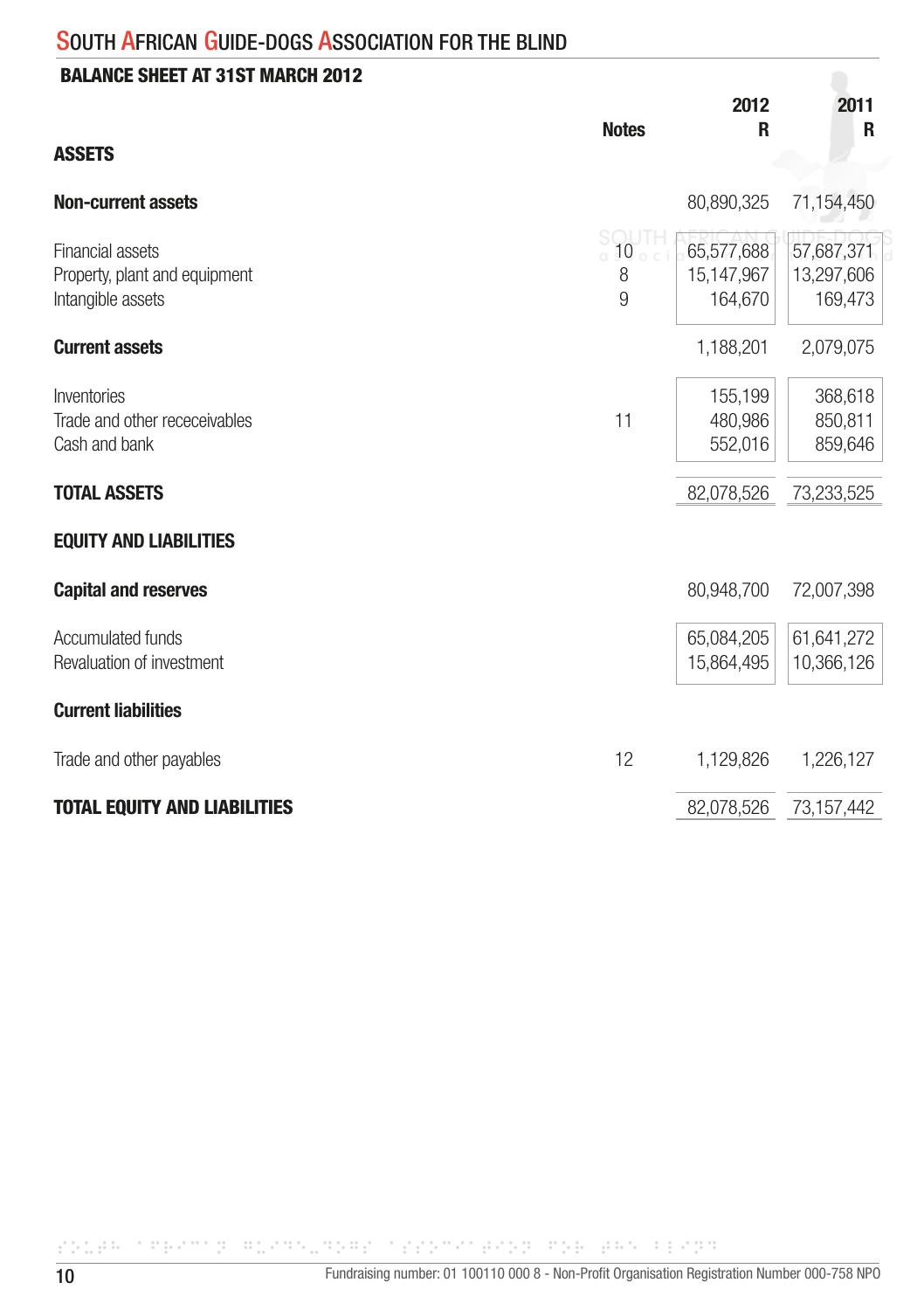# South African Guide-Dogs Association for the Blind

## BALANCE SHEET AT 31ST MARCH 2012

| | Notes | 2012 R | 2011 R |
|---|---|---|---|
| **ASSETS** | | | |
| **Non-current assets** | | 80,890,325 | 71,154,450 |
| Financial assets | 10 | 65,577,688 | 57,687,371 |
| Property, plant and equipment | 8 | 15,147,967 | 13,297,606 |
| Intangible assets | 9 | 164,670 | 169,473 |
| **Current assets** | | 1,188,201 | 2,079,075 |
| Inventories | | 155,199 | 368,618 |
| Trade and other receceivables | 11 | 480,986 | 850,811 |
| Cash and bank | | 552,016 | 859,646 |
| **TOTAL ASSETS** | | 82,078,526 | 73,233,525 |
| **EQUITY AND LIABILITIES** | | | |
| **Capital and reserves** | | 80,948,700 | 72,007,398 |
| Accumulated funds | | 65,084,205 | 61,641,272 |
| Revaluation of investment | | 15,864,495 | 10,366,126 |
| **Current liabilities** | | | |
| Trade and other payables | 12 | 1,129,826 | 1,226,127 |
| **TOTAL EQUITY AND LIABILITIES** | | 82,078,526 | 73,157,442 |

Fundraising number: 01 100110 000 8 - Non-Profit Organisation Registration Number 000-758 NPO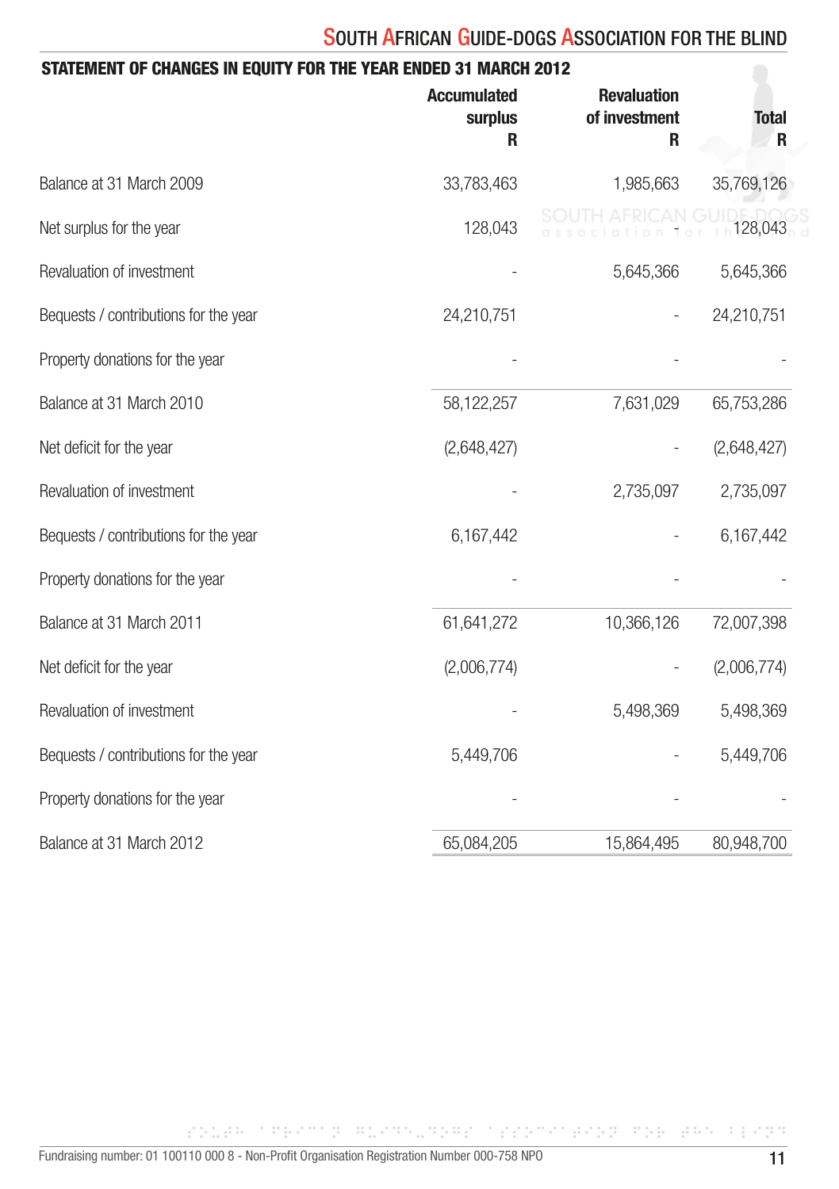## STATEMENT OF CHANGES IN EQUITY FOR THE YEAR ENDED 31 MARCH 2012

| | Accumulated surplus R | Revaluation of investment R | Total R |
|---|---|---|---|
| Balance at 31 March 2009 | 33,783,463 | 1,985,663 | 35,769,126 |
| Net surplus for the year | 128,043 | - | 128,043 |
| Revaluation of investment | - | 5,645,366 | 5,645,366 |
| Bequests / contributions for the year | 24,210,751 | - | 24,210,751 |
| Property donations for the year | - | - | - |
| Balance at 31 March 2010 | 58,122,257 | 7,631,029 | 65,753,286 |
| Net deficit for the year | (2,648,427) | - | (2,648,427) |
| Revaluation of investment | - | 2,735,097 | 2,735,097 |
| Bequests / contributions for the year | 6,167,442 | - | 6,167,442 |
| Property donations for the year | - | - | - |
| Balance at 31 March 2011 | 61,641,272 | 10,366,126 | 72,007,398 |
| Net deficit for the year | (2,006,774) | - | (2,006,774) |
| Revaluation of investment | - | 5,498,369 | 5,498,369 |
| Bequests / contributions for the year | 5,449,706 | - | 5,449,706 |
| Property donations for the year | - | - | - |
| Balance at 31 March 2012 | 65,084,205 | 15,864,495 | 80,948,700 |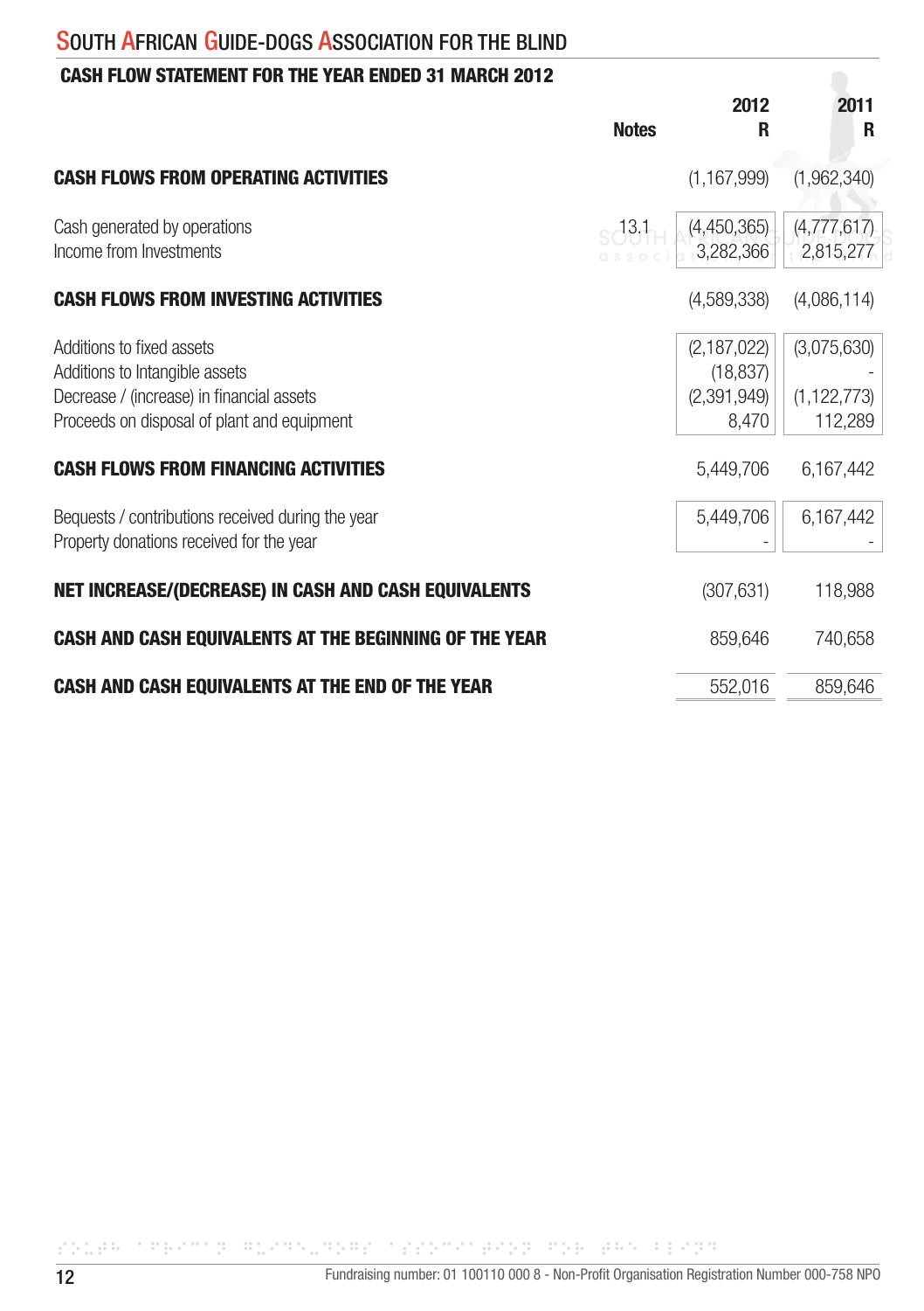# SOUTH AFRICAN GUIDE-DOGS ASSOCIATION FOR THE BLIND

## CASH FLOW STATEMENT FOR THE YEAR ENDED 31 MARCH 2012

| | Notes | 2012 R | 2011 R |
|---|---|---|---|
| **CASH FLOWS FROM OPERATING ACTIVITIES** | | (1,167,999) | (1,962,340) |
| Cash generated by operations | 13.1 | (4,450,365) | (4,777,617) |
| Income from Investments | | 3,282,366 | 2,815,277 |
| **CASH FLOWS FROM INVESTING ACTIVITIES** | | (4,589,338) | (4,086,114) |
| Additions to fixed assets | | (2,187,022) | (3,075,630) |
| Additions to Intangible assets | | (18,837) | - |
| Decrease / (increase) in financial assets | | (2,391,949) | (1,122,773) |
| Proceeds on disposal of plant and equipment | | 8,470 | 112,289 |
| **CASH FLOWS FROM FINANCING ACTIVITIES** | | 5,449,706 | 6,167,442 |
| Bequests / contributions received during the year | | 5,449,706 | 6,167,442 |
| Property donations received for the year | | - | - |
| **NET INCREASE/(DECREASE) IN CASH AND CASH EQUIVALENTS** | | (307,631) | 118,988 |
| **CASH AND CASH EQUIVALENTS AT THE BEGINNING OF THE YEAR** | | 859,646 | 740,658 |
| **CASH AND CASH EQUIVALENTS AT THE END OF THE YEAR** | | 552,016 | 859,646 |

Fundraising number: 01 100110 000 8 - Non-Profit Organisation Registration Number 000-758 NPO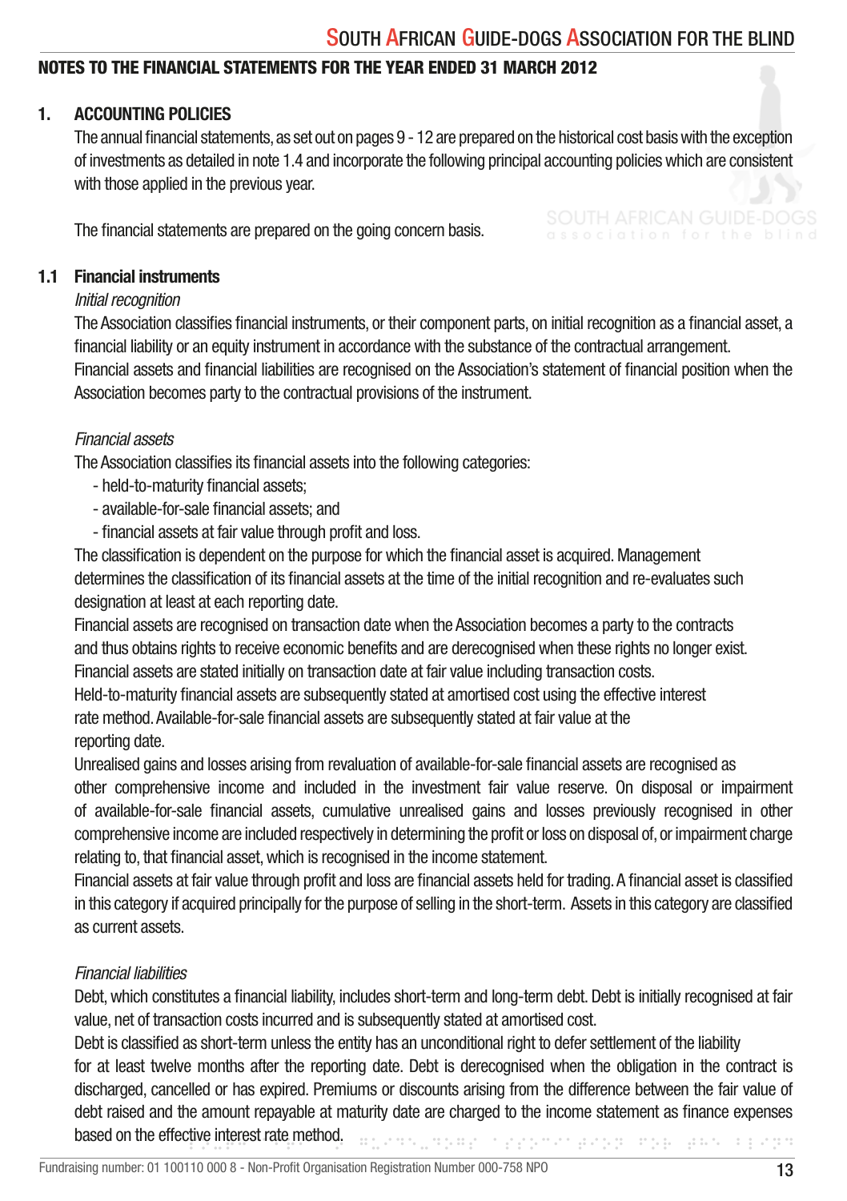## NOTES TO THE FINANCIAL STATEMENTS FOR THE YEAR ENDED 31 MARCH 2012

### 1. ACCOUNTING POLICIES

The annual financial statements, as set out on pages 9 - 12 are prepared on the historical cost basis with the exception of investments as detailed in note 1.4 and incorporate the following principal accounting policies which are consistent with those applied in the previous year.

The financial statements are prepared on the going concern basis.

### 1.1 Financial instruments

*Initial recognition*

The Association classifies financial instruments, or their component parts, on initial recognition as a financial asset, a financial liability or an equity instrument in accordance with the substance of the contractual arrangement.
Financial assets and financial liabilities are recognised on the Association's statement of financial position when the Association becomes party to the contractual provisions of the instrument.

*Financial assets*

The Association classifies its financial assets into the following categories:

- held-to-maturity financial assets;
- available-for-sale financial assets; and
- financial assets at fair value through profit and loss.

The classification is dependent on the purpose for which the financial asset is acquired. Management determines the classification of its financial assets at the time of the initial recognition and re-evaluates such designation at least at each reporting date.
Financial assets are recognised on transaction date when the Association becomes a party to the contracts and thus obtains rights to receive economic benefits and are derecognised when these rights no longer exist.
Financial assets are stated initially on transaction date at fair value including transaction costs.
Held-to-maturity financial assets are subsequently stated at amortised cost using the effective interest rate method. Available-for-sale financial assets are subsequently stated at fair value at the reporting date.
Unrealised gains and losses arising from revaluation of available-for-sale financial assets are recognised as other comprehensive income and included in the investment fair value reserve. On disposal or impairment of available-for-sale financial assets, cumulative unrealised gains and losses previously recognised in other comprehensive income are included respectively in determining the profit or loss on disposal of, or impairment charge relating to, that financial asset, which is recognised in the income statement.
Financial assets at fair value through profit and loss are financial assets held for trading. A financial asset is classified in this category if acquired principally for the purpose of selling in the short-term. Assets in this category are classified as current assets.

*Financial liabilities*

Debt, which constitutes a financial liability, includes short-term and long-term debt. Debt is initially recognised at fair value, net of transaction costs incurred and is subsequently stated at amortised cost.
Debt is classified as short-term unless the entity has an unconditional right to defer settlement of the liability for at least twelve months after the reporting date. Debt is derecognised when the obligation in the contract is discharged, cancelled or has expired. Premiums or discounts arising from the difference between the fair value of debt raised and the amount repayable at maturity date are charged to the income statement as finance expenses based on the effective interest rate method.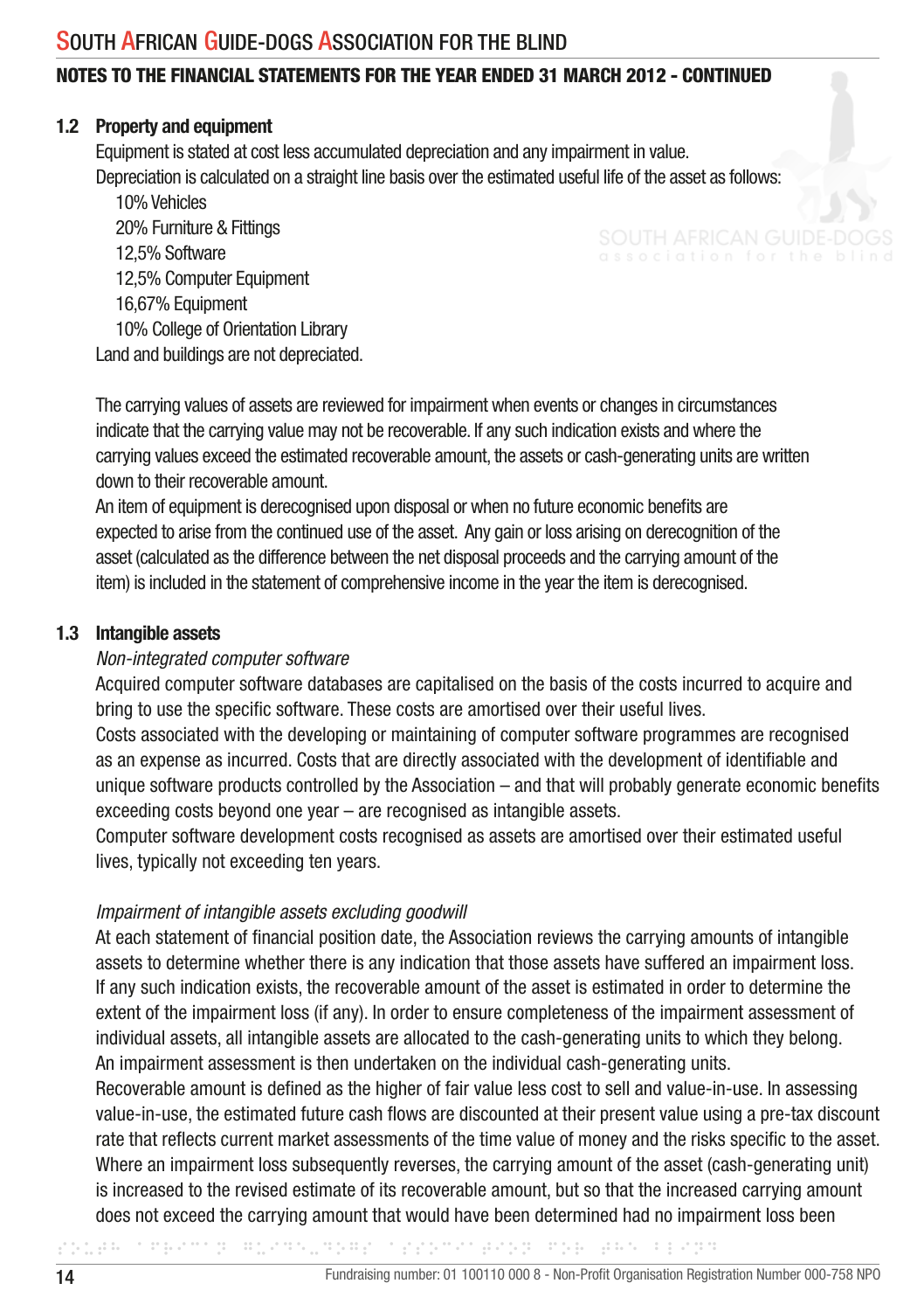## NOTES TO THE FINANCIAL STATEMENTS FOR THE YEAR ENDED 31 MARCH 2012 - CONTINUED

### 1.2 Property and equipment

Equipment is stated at cost less accumulated depreciation and any impairment in value.

Depreciation is calculated on a straight line basis over the estimated useful life of the asset as follows:

10% Vehicles
20% Furniture & Fittings
12,5% Software
12,5% Computer Equipment
16,67% Equipment
10% College of Orientation Library

Land and buildings are not depreciated.

The carrying values of assets are reviewed for impairment when events or changes in circumstances indicate that the carrying value may not be recoverable. If any such indication exists and where the carrying values exceed the estimated recoverable amount, the assets or cash-generating units are written down to their recoverable amount.

An item of equipment is derecognised upon disposal or when no future economic benefits are expected to arise from the continued use of the asset. Any gain or loss arising on derecognition of the asset (calculated as the difference between the net disposal proceeds and the carrying amount of the item) is included in the statement of comprehensive income in the year the item is derecognised.

### 1.3 Intangible assets

*Non-integrated computer software*

Acquired computer software databases are capitalised on the basis of the costs incurred to acquire and bring to use the specific software. These costs are amortised over their useful lives.

Costs associated with the developing or maintaining of computer software programmes are recognised as an expense as incurred. Costs that are directly associated with the development of identifiable and unique software products controlled by the Association – and that will probably generate economic benefits exceeding costs beyond one year – are recognised as intangible assets.

Computer software development costs recognised as assets are amortised over their estimated useful lives, typically not exceeding ten years.

*Impairment of intangible assets excluding goodwill*

At each statement of financial position date, the Association reviews the carrying amounts of intangible assets to determine whether there is any indication that those assets have suffered an impairment loss. If any such indication exists, the recoverable amount of the asset is estimated in order to determine the extent of the impairment loss (if any). In order to ensure completeness of the impairment assessment of individual assets, all intangible assets are allocated to the cash-generating units to which they belong. An impairment assessment is then undertaken on the individual cash-generating units.

Recoverable amount is defined as the higher of fair value less cost to sell and value-in-use. In assessing value-in-use, the estimated future cash flows are discounted at their present value using a pre-tax discount rate that reflects current market assessments of the time value of money and the risks specific to the asset.

Where an impairment loss subsequently reverses, the carrying amount of the asset (cash-generating unit) is increased to the revised estimate of its recoverable amount, but so that the increased carrying amount does not exceed the carrying amount that would have been determined had no impairment loss been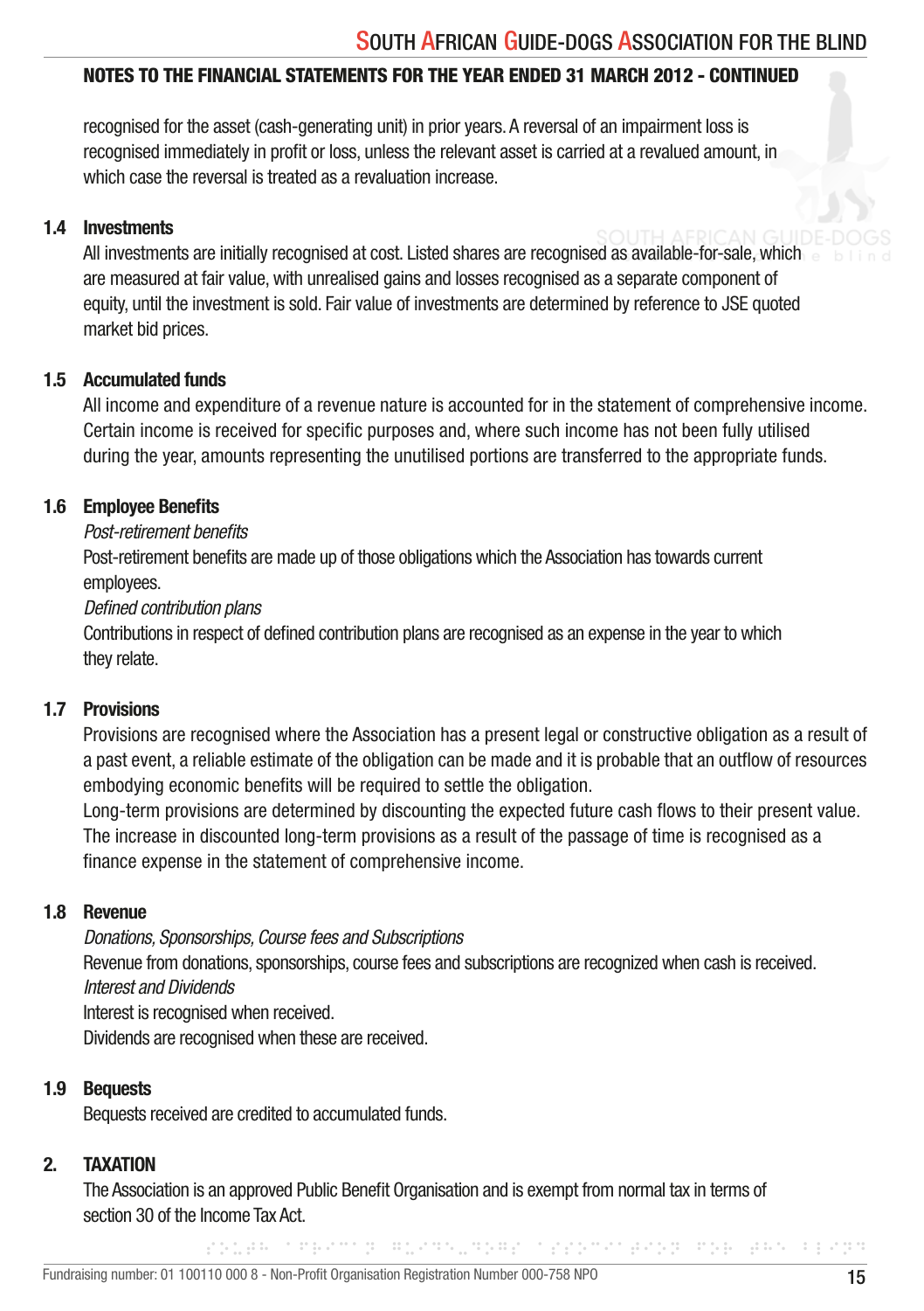## NOTES TO THE FINANCIAL STATEMENTS FOR THE YEAR ENDED 31 MARCH 2012 - CONTINUED

recognised for the asset (cash-generating unit) in prior years. A reversal of an impairment loss is recognised immediately in profit or loss, unless the relevant asset is carried at a revalued amount, in which case the reversal is treated as a revaluation increase.

### 1.4 Investments

All investments are initially recognised at cost. Listed shares are recognised as available-for-sale, which are measured at fair value, with unrealised gains and losses recognised as a separate component of equity, until the investment is sold. Fair value of investments are determined by reference to JSE quoted market bid prices.

### 1.5 Accumulated funds

All income and expenditure of a revenue nature is accounted for in the statement of comprehensive income. Certain income is received for specific purposes and, where such income has not been fully utilised during the year, amounts representing the unutilised portions are transferred to the appropriate funds.

### 1.6 Employee Benefits

*Post-retirement benefits*

Post-retirement benefits are made up of those obligations which the Association has towards current employees.

*Defined contribution plans*

Contributions in respect of defined contribution plans are recognised as an expense in the year to which they relate.

### 1.7 Provisions

Provisions are recognised where the Association has a present legal or constructive obligation as a result of a past event, a reliable estimate of the obligation can be made and it is probable that an outflow of resources embodying economic benefits will be required to settle the obligation.

Long-term provisions are determined by discounting the expected future cash flows to their present value. The increase in discounted long-term provisions as a result of the passage of time is recognised as a finance expense in the statement of comprehensive income.

### 1.8 Revenue

*Donations, Sponsorships, Course fees and Subscriptions*

Revenue from donations, sponsorships, course fees and subscriptions are recognized when cash is received.

*Interest and Dividends*

Interest is recognised when received.

Dividends are recognised when these are received.

### 1.9 Bequests

Bequests received are credited to accumulated funds.

## 2. TAXATION

The Association is an approved Public Benefit Organisation and is exempt from normal tax in terms of section 30 of the Income Tax Act.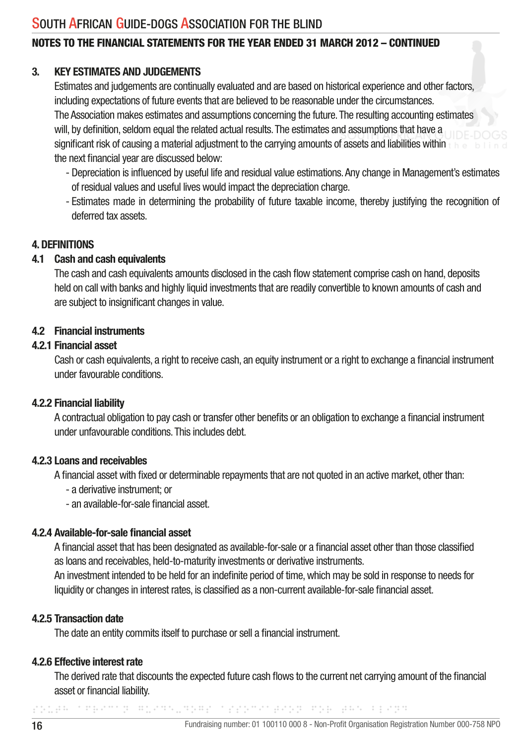## 3. KEY ESTIMATES AND JUDGEMENTS

Estimates and judgements are continually evaluated and are based on historical experience and other factors, including expectations of future events that are believed to be reasonable under the circumstances.

The Association makes estimates and assumptions concerning the future. The resulting accounting estimates will, by definition, seldom equal the related actual results. The estimates and assumptions that have a significant risk of causing a material adjustment to the carrying amounts of assets and liabilities within the next financial year are discussed below:

- Depreciation is influenced by useful life and residual value estimations. Any change in Management's estimates of residual values and useful lives would impact the depreciation charge.
- Estimates made in determining the probability of future taxable income, thereby justifying the recognition of deferred tax assets.

## 4. DEFINITIONS

### 4.1 Cash and cash equivalents

The cash and cash equivalents amounts disclosed in the cash flow statement comprise cash on hand, deposits held on call with banks and highly liquid investments that are readily convertible to known amounts of cash and are subject to insignificant changes in value.

### 4.2 Financial instruments

#### 4.2.1 Financial asset

Cash or cash equivalents, a right to receive cash, an equity instrument or a right to exchange a financial instrument under favourable conditions.

#### 4.2.2 Financial liability

A contractual obligation to pay cash or transfer other benefits or an obligation to exchange a financial instrument under unfavourable conditions. This includes debt.

#### 4.2.3 Loans and receivables

A financial asset with fixed or determinable repayments that are not quoted in an active market, other than:

- a derivative instrument; or
- an available-for-sale financial asset.

#### 4.2.4 Available-for-sale financial asset

A financial asset that has been designated as available-for-sale or a financial asset other than those classified as loans and receivables, held-to-maturity investments or derivative instruments.

An investment intended to be held for an indefinite period of time, which may be sold in response to needs for liquidity or changes in interest rates, is classified as a non-current available-for-sale financial asset.

#### 4.2.5 Transaction date

The date an entity commits itself to purchase or sell a financial instrument.

#### 4.2.6 Effective interest rate

The derived rate that discounts the expected future cash flows to the current net carrying amount of the financial asset or financial liability.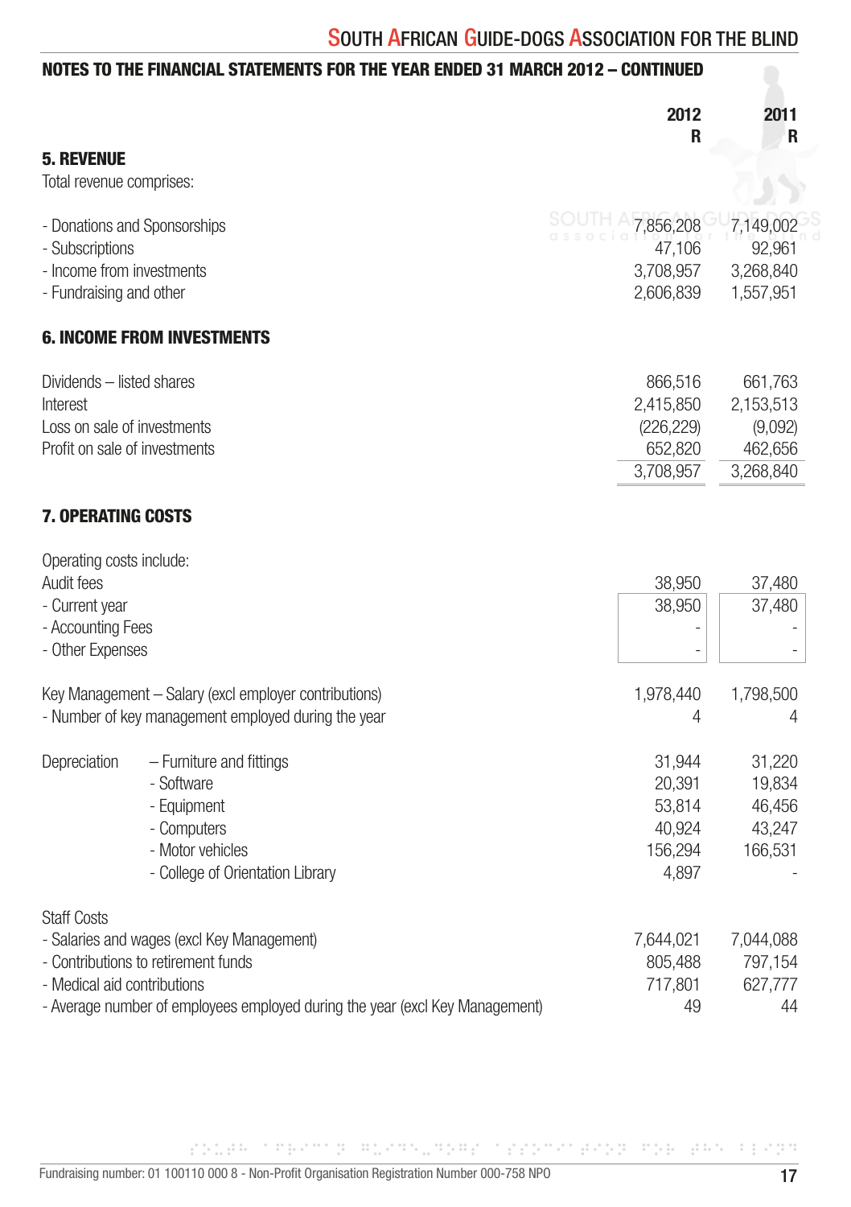## NOTES TO THE FINANCIAL STATEMENTS FOR THE YEAR ENDED 31 MARCH 2012 – CONTINUED

| | 2012 R | 2011 R |
|---|---|---|
| **5. REVENUE** | | |
| Total revenue comprises: | | |
| - Donations and Sponsorships | 7,856,208 | 7,149,002 |
| - Subscriptions | 47,106 | 92,961 |
| - Income from investments | 3,708,957 | 3,268,840 |
| - Fundraising and other | 2,606,839 | 1,557,951 |
| **6. INCOME FROM INVESTMENTS** | | |
| Dividends – listed shares | 866,516 | 661,763 |
| Interest | 2,415,850 | 2,153,513 |
| Loss on sale of investments | (226,229) | (9,092) |
| Profit on sale of investments | 652,820 | 462,656 |
| | 3,708,957 | 3,268,840 |
| **7. OPERATING COSTS** | | |
| Operating costs include: | | |
| Audit fees | 38,950 | 37,480 |
| - Current year | 38,950 | 37,480 |
| - Accounting Fees | - | - |
| - Other Expenses | - | - |
| Key Management – Salary (excl employer contributions) | 1,978,440 | 1,798,500 |
| - Number of key management employed during the year | 4 | 4 |
| Depreciation – Furniture and fittings | 31,944 | 31,220 |
| - Software | 20,391 | 19,834 |
| - Equipment | 53,814 | 46,456 |
| - Computers | 40,924 | 43,247 |
| - Motor vehicles | 156,294 | 166,531 |
| - College of Orientation Library | 4,897 | - |
| Staff Costs | | |
| - Salaries and wages (excl Key Management) | 7,644,021 | 7,044,088 |
| - Contributions to retirement funds | 805,488 | 797,154 |
| - Medical aid contributions | 717,801 | 627,777 |
| - Average number of employees employed during the year (excl Key Management) | 49 | 44 |

Fundraising number: 01 100110 000 8 - Non-Profit Organisation Registration Number 000-758 NPO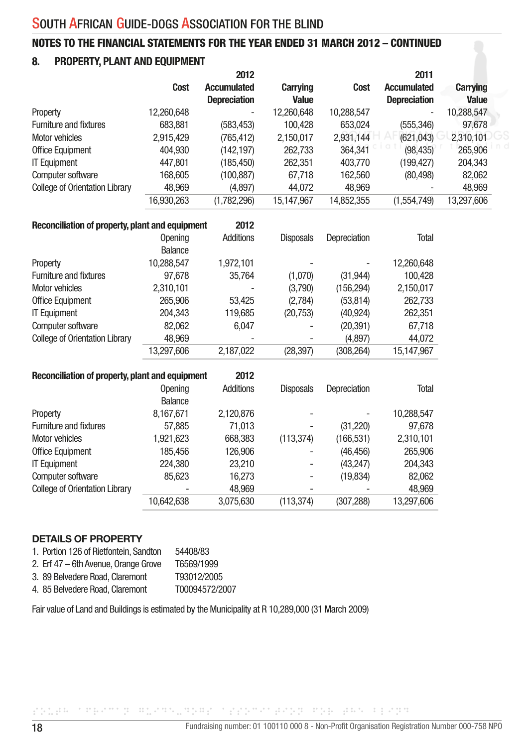# SOUTH AFRICAN GUIDE-DOGS ASSOCIATION FOR THE BLIND

## NOTES TO THE FINANCIAL STATEMENTS FOR THE YEAR ENDED 31 MARCH 2012 – CONTINUED

### 8. PROPERTY, PLANT AND EQUIPMENT

| | 2012 | | | 2011 | | |
|---|---|---|---|---|---|---|
| | Cost | Accumulated Depreciation | Carrying Value | Cost | Accumulated Depreciation | Carrying Value |
| Property | 12,260,648 | - | 12,260,648 | 10,288,547 | - | 10,288,547 |
| Furniture and fixtures | 683,881 | (583,453) | 100,428 | 653,024 | (555,346) | 97,678 |
| Motor vehicles | 2,915,429 | (765,412) | 2,150,017 | 2,931,144 | (621,043) | 2,310,101 |
| Office Equipment | 404,930 | (142,197) | 262,733 | 364,341 | (98,435) | 265,906 |
| IT Equipment | 447,801 | (185,450) | 262,351 | 403,770 | (199,427) | 204,343 |
| Computer software | 168,605 | (100,887) | 67,718 | 162,560 | (80,498) | 82,062 |
| College of Orientation Library | 48,969 | (4,897) | 44,072 | 48,969 | - | 48,969 |
| | 16,930,263 | (1,782,296) | 15,147,967 | 14,852,355 | (1,554,749) | 13,297,606 |

**Reconciliation of property, plant and equipment 2012**

| | Opening Balance | Additions | Disposals | Depreciation | Total |
|---|---|---|---|---|---|
| Property | 10,288,547 | 1,972,101 | - | - | 12,260,648 |
| Furniture and fixtures | 97,678 | 35,764 | (1,070) | (31,944) | 100,428 |
| Motor vehicles | 2,310,101 | - | (3,790) | (156,294) | 2,150,017 |
| Office Equipment | 265,906 | 53,425 | (2,784) | (53,814) | 262,733 |
| IT Equipment | 204,343 | 119,685 | (20,753) | (40,924) | 262,351 |
| Computer software | 82,062 | 6,047 | - | (20,391) | 67,718 |
| College of Orientation Library | 48,969 | - | - | (4,897) | 44,072 |
| | 13,297,606 | 2,187,022 | (28,397) | (308,264) | 15,147,967 |

**Reconciliation of property, plant and equipment 2012**

| | Opening Balance | Additions | Disposals | Depreciation | Total |
|---|---|---|---|---|---|
| Property | 8,167,671 | 2,120,876 | - | - | 10,288,547 |
| Furniture and fixtures | 57,885 | 71,013 | - | (31,220) | 97,678 |
| Motor vehicles | 1,921,623 | 668,383 | (113,374) | (166,531) | 2,310,101 |
| Office Equipment | 185,456 | 126,906 | - | (46,456) | 265,906 |
| IT Equipment | 224,380 | 23,210 | - | (43,247) | 204,343 |
| Computer software | 85,623 | 16,273 | - | (19,834) | 82,062 |
| College of Orientation Library | - | 48,969 | - | - | 48,969 |
| | 10,642,638 | 3,075,630 | (113,374) | (307,288) | 13,297,606 |

### DETAILS OF PROPERTY

1. Portion 126 of Rietfontein, Sandton — 54408/83
2. Erf 47 – 6th Avenue, Orange Grove — T6569/1999
3. 89 Belvedere Road, Claremont — T93012/2005
4. 85 Belvedere Road, Claremont — T00094572/2007

Fair value of Land and Buildings is estimated by the Municipality at R 10,289,000 (31 March 2009)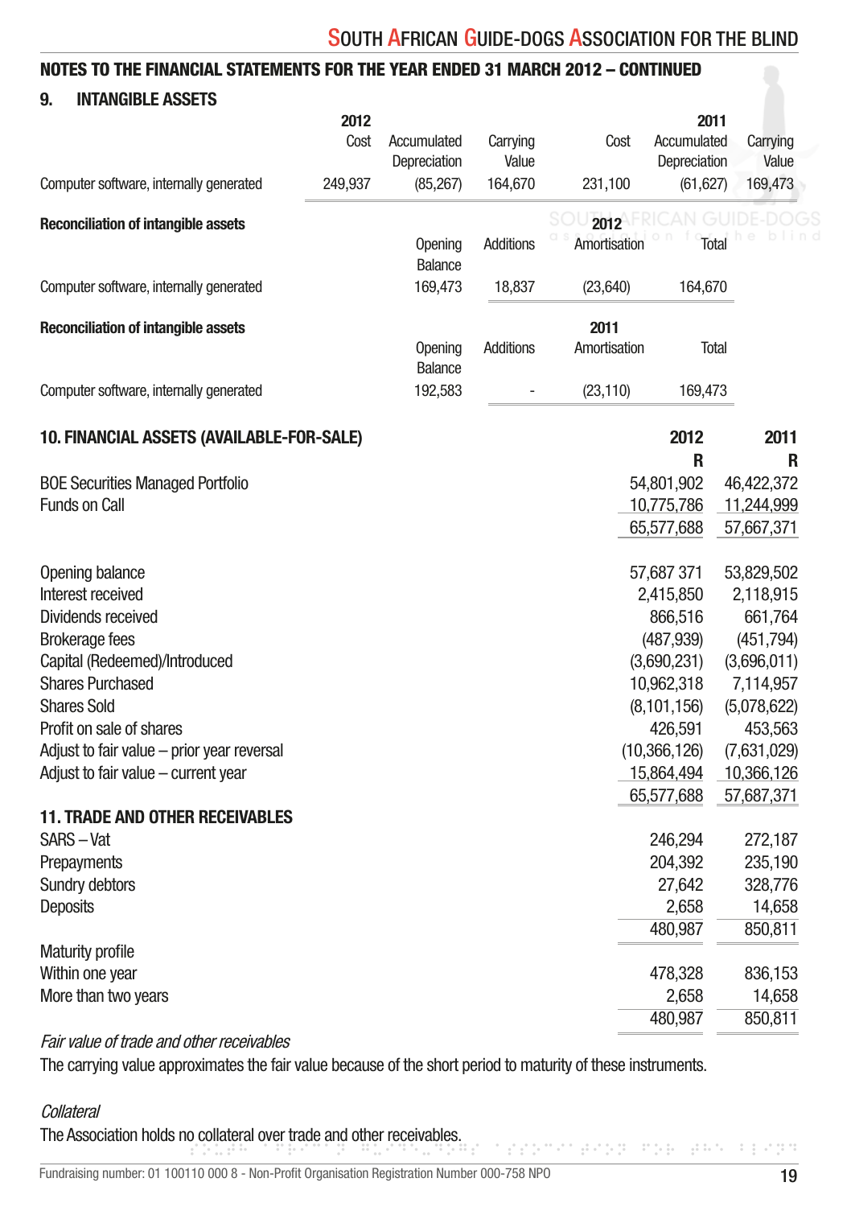## NOTES TO THE FINANCIAL STATEMENTS FOR THE YEAR ENDED 31 MARCH 2012 – CONTINUED

### 9. INTANGIBLE ASSETS

| | 2012 | | | 2011 | | |
|---|---|---|---|---|---|---|
| | Cost | Accumulated Depreciation | Carrying Value | Cost | Accumulated Depreciation | Carrying Value |
| Computer software, internally generated | 249,937 | (85,267) | 164,670 | 231,100 | (61,627) | 169,473 |

**Reconciliation of intangible assets**

| 2012 | Opening Balance | Additions | Amortisation | Total |
|---|---|---|---|---|
| Computer software, internally generated | 169,473 | 18,837 | (23,640) | 164,670 |

**Reconciliation of intangible assets**

| 2011 | Opening Balance | Additions | Amortisation | Total |
|---|---|---|---|---|
| Computer software, internally generated | 192,583 | - | (23,110) | 169,473 |

### 10. FINANCIAL ASSETS (AVAILABLE-FOR-SALE)

| | 2012 R | 2011 R |
|---|---|---|
| BOE Securities Managed Portfolio | 54,801,902 | 46,422,372 |
| Funds on Call | 10,775,786 | 11,244,999 |
| | 65,577,688 | 57,667,371 |
| | | |
| Opening balance | 57,687 371 | 53,829,502 |
| Interest received | 2,415,850 | 2,118,915 |
| Dividends received | 866,516 | 661,764 |
| Brokerage fees | (487,939) | (451,794) |
| Capital (Redeemed)/Introduced | (3,690,231) | (3,696,011) |
| Shares Purchased | 10,962,318 | 7,114,957 |
| Shares Sold | (8,101,156) | (5,078,622) |
| Profit on sale of shares | 426,591 | 453,563 |
| Adjust to fair value – prior year reversal | (10,366,126) | (7,631,029) |
| Adjust to fair value – current year | 15,864,494 | 10,366,126 |
| | 65,577,688 | 57,687,371 |

### 11. TRADE AND OTHER RECEIVABLES

| | 2012 | 2011 |
|---|---|---|
| SARS – Vat | 246,294 | 272,187 |
| Prepayments | 204,392 | 235,190 |
| Sundry debtors | 27,642 | 328,776 |
| Deposits | 2,658 | 14,658 |
| | 480,987 | 850,811 |
| Maturity profile | | |
| Within one year | 478,328 | 836,153 |
| More than two years | 2,658 | 14,658 |
| | 480,987 | 850,811 |

*Fair value of trade and other receivables*

The carrying value approximates the fair value because of the short period to maturity of these instruments.

*Collateral*

The Association holds no collateral over trade and other receivables.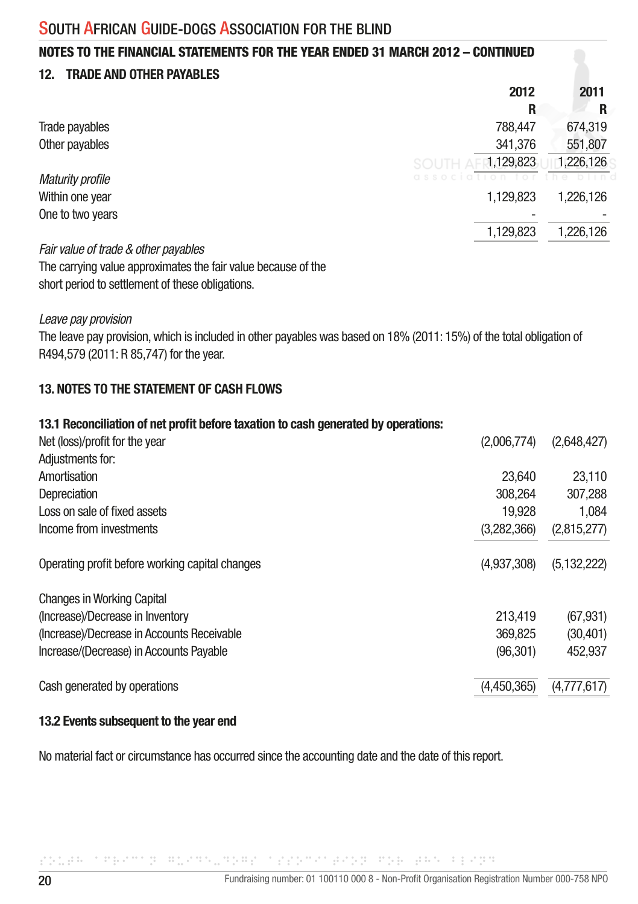## SOUTH AFRICAN GUIDE-DOGS ASSOCIATION FOR THE BLIND

### NOTES TO THE FINANCIAL STATEMENTS FOR THE YEAR ENDED 31 MARCH 2012 – CONTINUED

### 12. TRADE AND OTHER PAYABLES

| | 2012<br>R | 2011<br>R |
|---|---|---|
| Trade payables | 788,447 | 674,319 |
| Other payables | 341,376 | 551,807 |
| | 1,129,823 | 1,226,126 |
| *Maturity profile* | | |
| Within one year | 1,129,823 | 1,226,126 |
| One to two years | - | - |
| | 1,129,823 | 1,226,126 |

*Fair value of trade & other payables*
The carrying value approximates the fair value because of the short period to settlement of these obligations.

*Leave pay provision*
The leave pay provision, which is included in other payables was based on 18% (2011: 15%) of the total obligation of R494,579 (2011: R 85,747) for the year.

### 13. NOTES TO THE STATEMENT OF CASH FLOWS

**13.1 Reconciliation of net profit before taxation to cash generated by operations:**

| | 2012 | 2011 |
|---|---|---|
| Net (loss)/profit for the year | (2,006,774) | (2,648,427) |
| Adjustments for: | | |
| Amortisation | 23,640 | 23,110 |
| Depreciation | 308,264 | 307,288 |
| Loss on sale of fixed assets | 19,928 | 1,084 |
| Income from investments | (3,282,366) | (2,815,277) |
| Operating profit before working capital changes | (4,937,308) | (5,132,222) |
| Changes in Working Capital | | |
| (Increase)/Decrease in Inventory | 213,419 | (67,931) |
| (Increase)/Decrease in Accounts Receivable | 369,825 | (30,401) |
| Increase/(Decrease) in Accounts Payable | (96,301) | 452,937 |
| Cash generated by operations | (4,450,365) | (4,777,617) |

**13.2 Events subsequent to the year end**

No material fact or circumstance has occurred since the accounting date and the date of this report.

Fundraising number: 01 100110 000 8 - Non-Profit Organisation Registration Number 000-758 NPO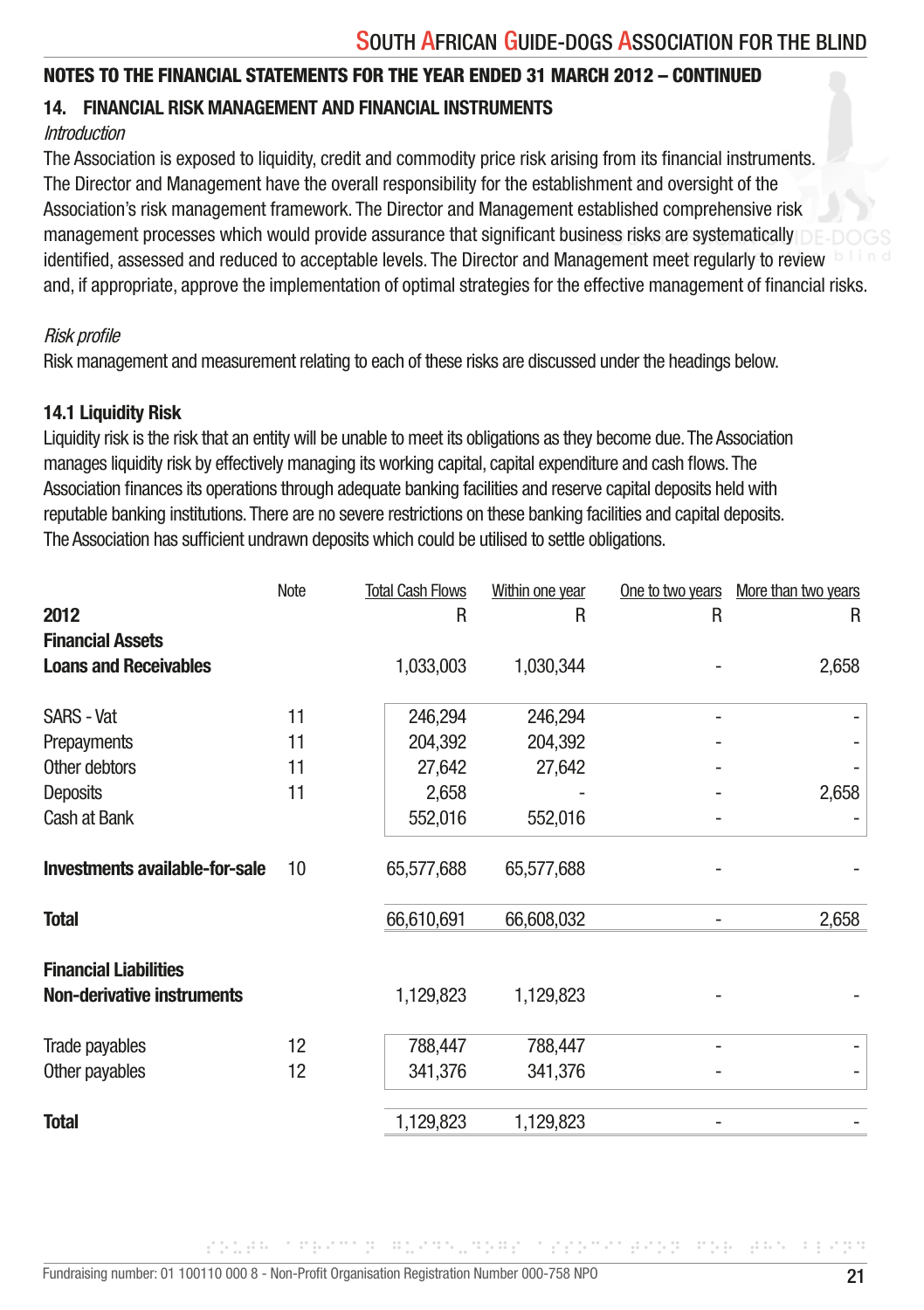## NOTES TO THE FINANCIAL STATEMENTS FOR THE YEAR ENDED 31 MARCH 2012 – CONTINUED

### 14. FINANCIAL RISK MANAGEMENT AND FINANCIAL INSTRUMENTS

*Introduction*

The Association is exposed to liquidity, credit and commodity price risk arising from its financial instruments. The Director and Management have the overall responsibility for the establishment and oversight of the Association's risk management framework. The Director and Management established comprehensive risk management processes which would provide assurance that significant business risks are systematically identified, assessed and reduced to acceptable levels. The Director and Management meet regularly to review and, if appropriate, approve the implementation of optimal strategies for the effective management of financial risks.

*Risk profile*

Risk management and measurement relating to each of these risks are discussed under the headings below.

**14.1 Liquidity Risk**

Liquidity risk is the risk that an entity will be unable to meet its obligations as they become due. The Association manages liquidity risk by effectively managing its working capital, capital expenditure and cash flows. The Association finances its operations through adequate banking facilities and reserve capital deposits held with reputable banking institutions. There are no severe restrictions on these banking facilities and capital deposits. The Association has sufficient undrawn deposits which could be utilised to settle obligations.

| | Note | Total Cash Flows | Within one year | One to two years | More than two years |
|---|---|---|---|---|---|
| **2012** | | R | R | R | R |
| **Financial Assets** | | | | | |
| **Loans and Receivables** | | 1,033,003 | 1,030,344 | - | 2,658 |
| SARS - Vat | 11 | 246,294 | 246,294 | - | - |
| Prepayments | 11 | 204,392 | 204,392 | - | - |
| Other debtors | 11 | 27,642 | 27,642 | - | - |
| Deposits | 11 | 2,658 | - | - | 2,658 |
| Cash at Bank | | 552,016 | 552,016 | - | - |
| **Investments available-for-sale** | 10 | 65,577,688 | 65,577,688 | - | - |
| **Total** | | 66,610,691 | 66,608,032 | - | 2,658 |
| **Financial Liabilities** | | | | | |
| **Non-derivative instruments** | | 1,129,823 | 1,129,823 | - | - |
| Trade payables | 12 | 788,447 | 788,447 | - | - |
| Other payables | 12 | 341,376 | 341,376 | - | - |
| **Total** | | 1,129,823 | 1,129,823 | - | - |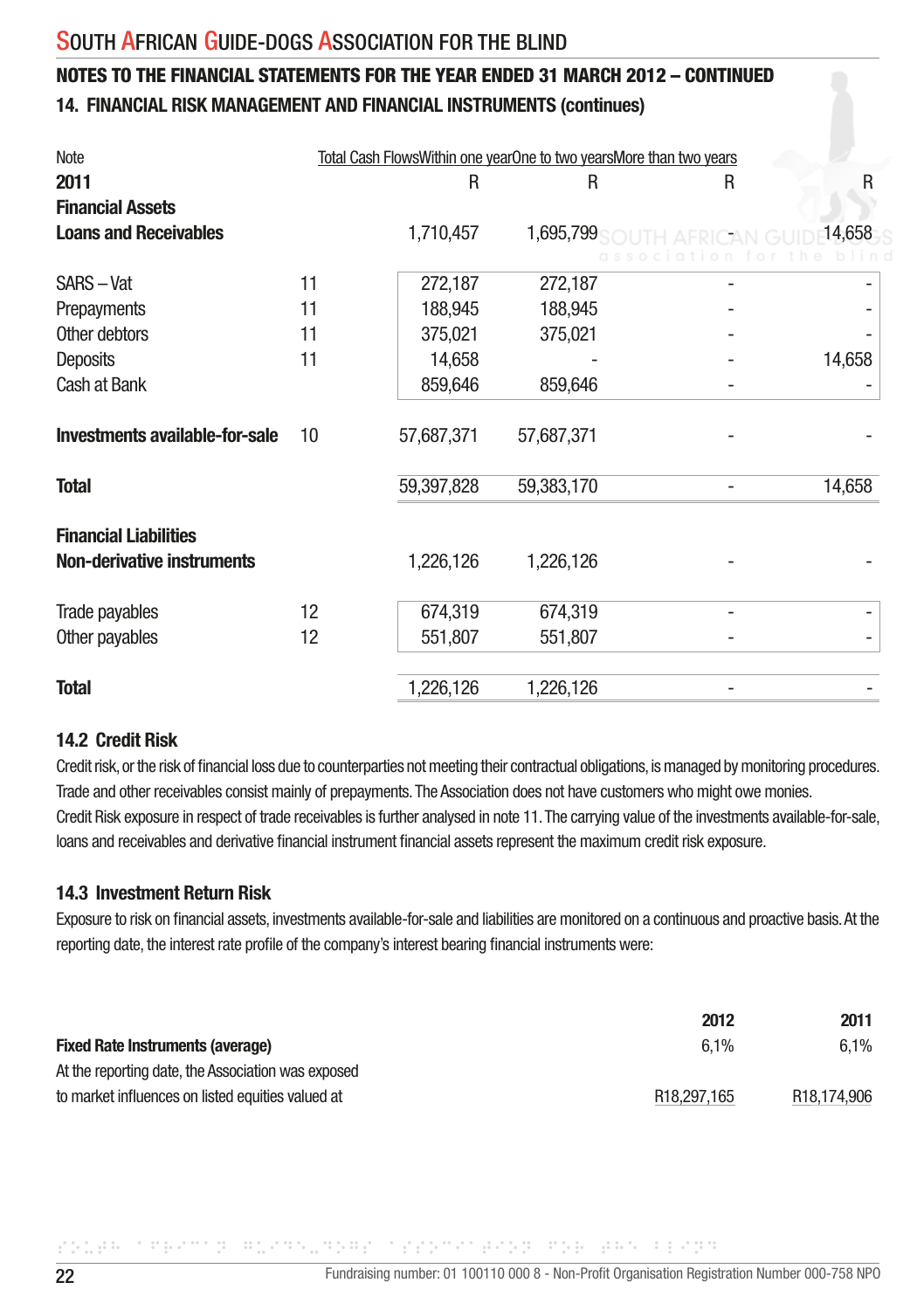## NOTES TO THE FINANCIAL STATEMENTS FOR THE YEAR ENDED 31 MARCH 2012 – CONTINUED

### 14. FINANCIAL RISK MANAGEMENT AND FINANCIAL INSTRUMENTS (continues)

| | Note | Total Cash Flows | Within one year | One to two years | More than two years |
|---|---|---|---|---|---|
| **2011** | | R | R | R | R |
| **Financial Assets** | | | | | |
| **Loans and Receivables** | | 1,710,457 | 1,695,799 | - | 14,658 |
| SARS – Vat | 11 | 272,187 | 272,187 | - | - |
| Prepayments | 11 | 188,945 | 188,945 | - | - |
| Other debtors | 11 | 375,021 | 375,021 | - | - |
| Deposits | 11 | 14,658 | - | - | 14,658 |
| Cash at Bank | | 859,646 | 859,646 | - | - |
| **Investments available-for-sale** | 10 | 57,687,371 | 57,687,371 | - | - |
| **Total** | | 59,397,828 | 59,383,170 | - | 14,658 |
| **Financial Liabilities** | | | | | |
| **Non-derivative instruments** | | 1,226,126 | 1,226,126 | - | - |
| Trade payables | 12 | 674,319 | 674,319 | - | - |
| Other payables | 12 | 551,807 | 551,807 | - | - |
| **Total** | | 1,226,126 | 1,226,126 | - | - |

### 14.2 Credit Risk

Credit risk, or the risk of financial loss due to counterparties not meeting their contractual obligations, is managed by monitoring procedures. Trade and other receivables consist mainly of prepayments. The Association does not have customers who might owe monies.
Credit Risk exposure in respect of trade receivables is further analysed in note 11. The carrying value of the investments available-for-sale, loans and receivables and derivative financial instrument financial assets represent the maximum credit risk exposure.

### 14.3 Investment Return Risk

Exposure to risk on financial assets, investments available-for-sale and liabilities are monitored on a continuous and proactive basis. At the reporting date, the interest rate profile of the company's interest bearing financial instruments were:

| | 2012 | 2011 |
|---|---|---|
| **Fixed Rate Instruments (average)** | 6,1% | 6,1% |
| At the reporting date, the Association was exposed to market influences on listed equities valued at | R18,297,165 | R18,174,906 |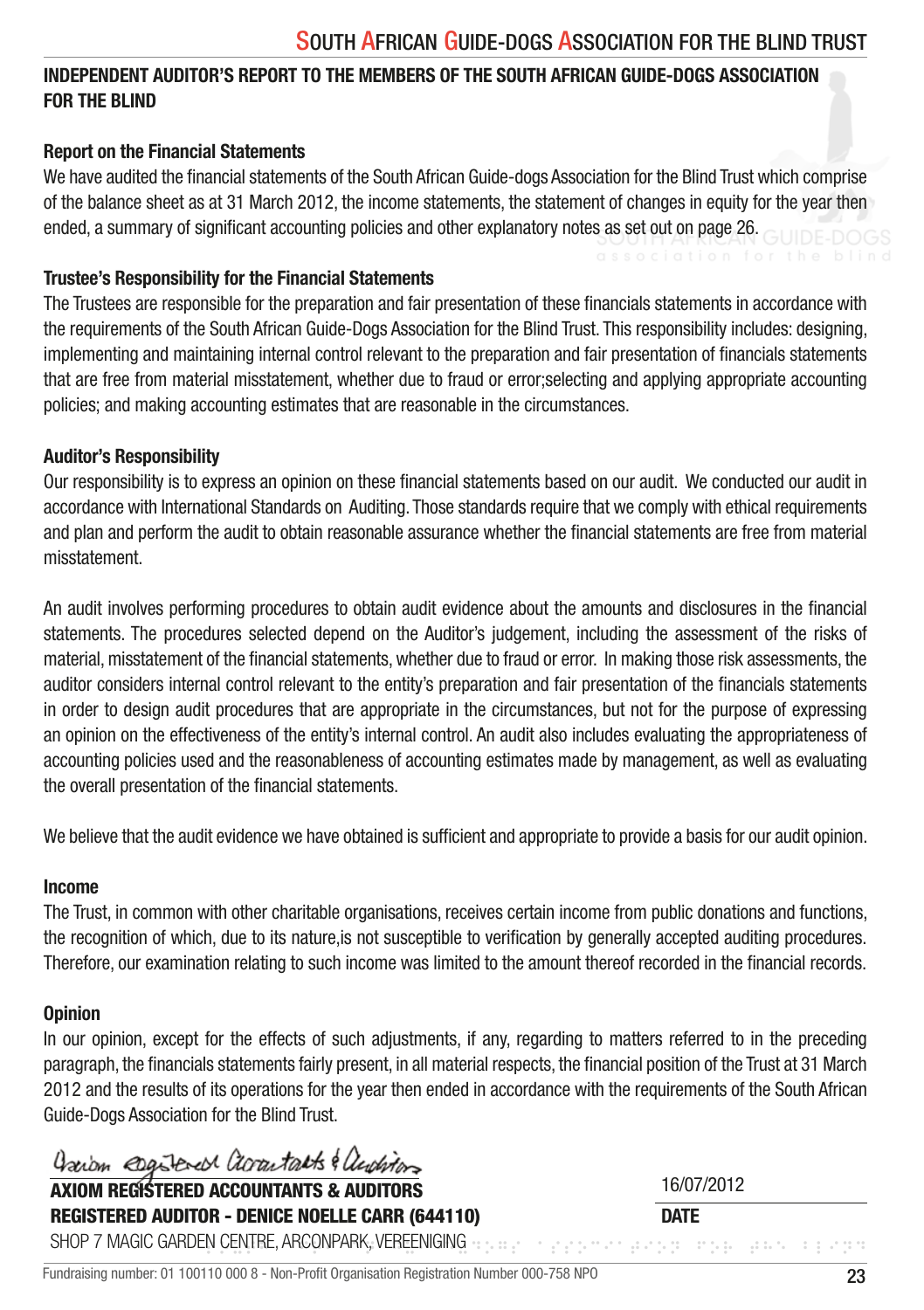## INDEPENDENT AUDITOR'S REPORT TO THE MEMBERS OF THE SOUTH AFRICAN GUIDE-DOGS ASSOCIATION FOR THE BLIND

### Report on the Financial Statements

We have audited the financial statements of the South African Guide-dogs Association for the Blind Trust which comprise of the balance sheet as at 31 March 2012, the income statements, the statement of changes in equity for the year then ended, a summary of significant accounting policies and other explanatory notes as set out on page 26.

### Trustee's Responsibility for the Financial Statements

The Trustees are responsible for the preparation and fair presentation of these financials statements in accordance with the requirements of the South African Guide-Dogs Association for the Blind Trust. This responsibility includes: designing, implementing and maintaining internal control relevant to the preparation and fair presentation of financials statements that are free from material misstatement, whether due to fraud or error;selecting and applying appropriate accounting policies; and making accounting estimates that are reasonable in the circumstances.

### Auditor's Responsibility

Our responsibility is to express an opinion on these financial statements based on our audit. We conducted our audit in accordance with International Standards on Auditing. Those standards require that we comply with ethical requirements and plan and perform the audit to obtain reasonable assurance whether the financial statements are free from material misstatement.

An audit involves performing procedures to obtain audit evidence about the amounts and disclosures in the financial statements. The procedures selected depend on the Auditor's judgement, including the assessment of the risks of material, misstatement of the financial statements, whether due to fraud or error. In making those risk assessments, the auditor considers internal control relevant to the entity's preparation and fair presentation of the financials statements in order to design audit procedures that are appropriate in the circumstances, but not for the purpose of expressing an opinion on the effectiveness of the entity's internal control. An audit also includes evaluating the appropriateness of accounting policies used and the reasonableness of accounting estimates made by management, as well as evaluating the overall presentation of the financial statements.

We believe that the audit evidence we have obtained is sufficient and appropriate to provide a basis for our audit opinion.

### Income

The Trust, in common with other charitable organisations, receives certain income from public donations and functions, the recognition of which, due to its nature,is not susceptible to verification by generally accepted auditing procedures. Therefore, our examination relating to such income was limited to the amount thereof recorded in the financial records.

### Opinion

In our opinion, except for the effects of such adjustments, if any, regarding to matters referred to in the preceding paragraph, the financials statements fairly present, in all material respects, the financial position of the Trust at 31 March 2012 and the results of its operations for the year then ended in accordance with the requirements of the South African Guide-Dogs Association for the Blind Trust.

*Axiom Registered Accountants & Auditors*

**AXIOM REGISTERED ACCOUNTANTS & AUDITORS**
**REGISTERED AUDITOR - DENICE NOELLE CARR (644110)**
SHOP 7 MAGIC GARDEN CENTRE, ARCONPARK, VEREENIGING

16/07/2012
**DATE**

Fundraising number: 01 100110 000 8 - Non-Profit Organisation Registration Number 000-758 NPO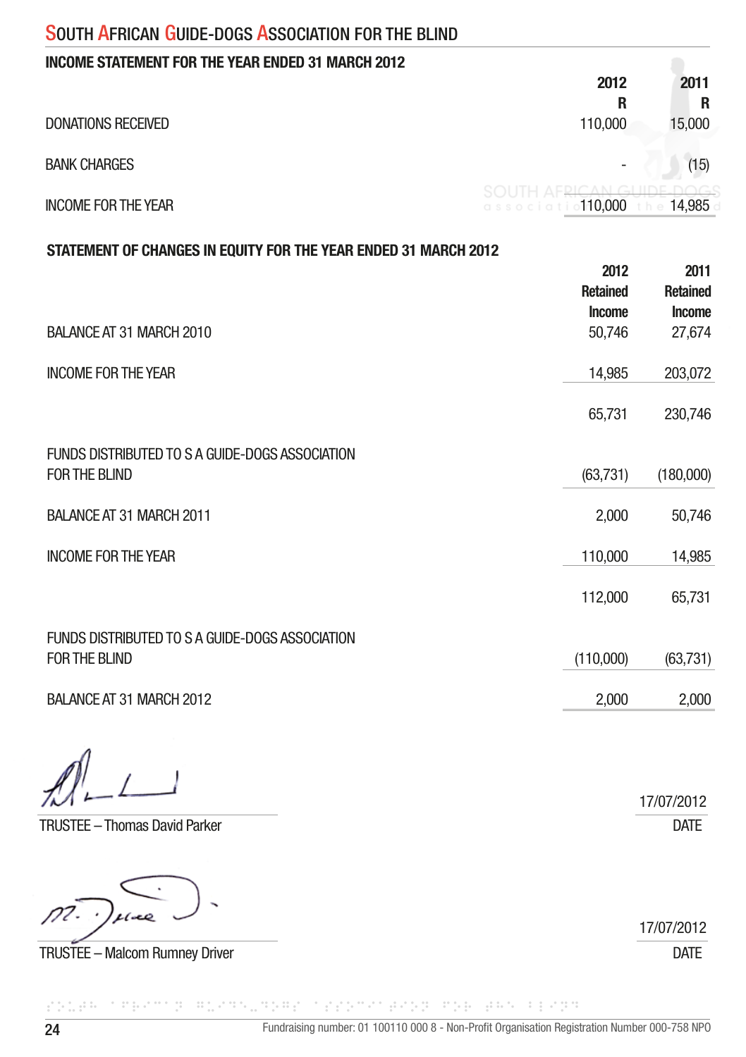# SOUTH AFRICAN GUIDE-DOGS ASSOCIATION FOR THE BLIND

## INCOME STATEMENT FOR THE YEAR ENDED 31 MARCH 2012

| | 2012 R | 2011 R |
|---|---|---|
| DONATIONS RECEIVED | 110,000 | 15,000 |
| BANK CHARGES | - | (15) |
| INCOME FOR THE YEAR | 110,000 | 14,985 |

## STATEMENT OF CHANGES IN EQUITY FOR THE YEAR ENDED 31 MARCH 2012

| | 2012 Retained Income | 2011 Retained Income |
|---|---|---|
| BALANCE AT 31 MARCH 2010 | 50,746 | 27,674 |
| INCOME FOR THE YEAR | 14,985 | 203,072 |
| | 65,731 | 230,746 |
| FUNDS DISTRIBUTED TO S A GUIDE-DOGS ASSOCIATION FOR THE BLIND | (63,731) | (180,000) |
| BALANCE AT 31 MARCH 2011 | 2,000 | 50,746 |
| INCOME FOR THE YEAR | 110,000 | 14,985 |
| | 112,000 | 65,731 |
| FUNDS DISTRIBUTED TO S A GUIDE-DOGS ASSOCIATION FOR THE BLIND | (110,000) | (63,731) |
| BALANCE AT 31 MARCH 2012 | 2,000 | 2,000 |

TRUSTEE – Thomas David Parker — 17/07/2012 DATE

TRUSTEE – Malcom Rumney Driver — 17/07/2012 DATE

Fundraising number: 01 100110 000 8 - Non-Profit Organisation Registration Number 000-758 NPO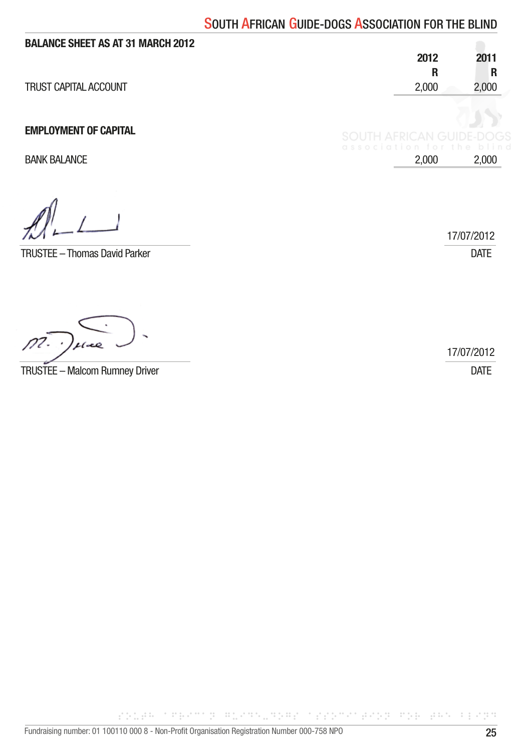## BALANCE SHEET AS AT 31 MARCH 2012

| | 2012 | 2011 |
|---|---|---|
| | R | R |
| TRUST CAPITAL ACCOUNT | 2,000 | 2,000 |
| **EMPLOYMENT OF CAPITAL** | | |
| BANK BALANCE | 2,000 | 2,000 |

TRUSTEE – Thomas David Parker

17/07/2012
DATE

TRUSTEE – Malcom Rumney Driver

17/07/2012
DATE

Fundraising number: 01 100110 000 8 - Non-Profit Organisation Registration Number 000-758 NPO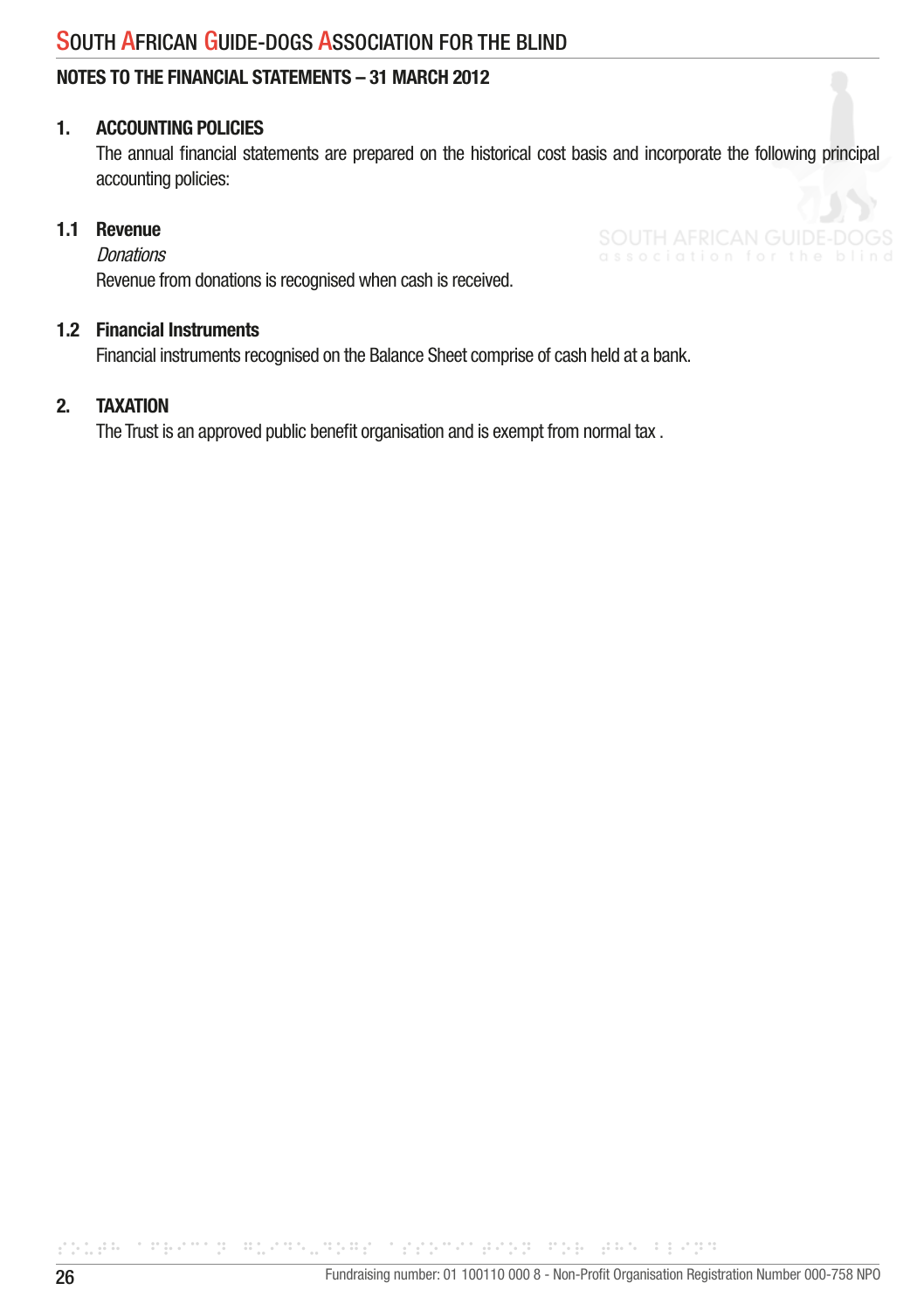# NOTES TO THE FINANCIAL STATEMENTS – 31 MARCH 2012

## 1. ACCOUNTING POLICIES

The annual financial statements are prepared on the historical cost basis and incorporate the following principal accounting policies:

### 1.1 Revenue

*Donations*

Revenue from donations is recognised when cash is received.

### 1.2 Financial Instruments

Financial instruments recognised on the Balance Sheet comprise of cash held at a bank.

## 2. TAXATION

The Trust is an approved public benefit organisation and is exempt from normal tax .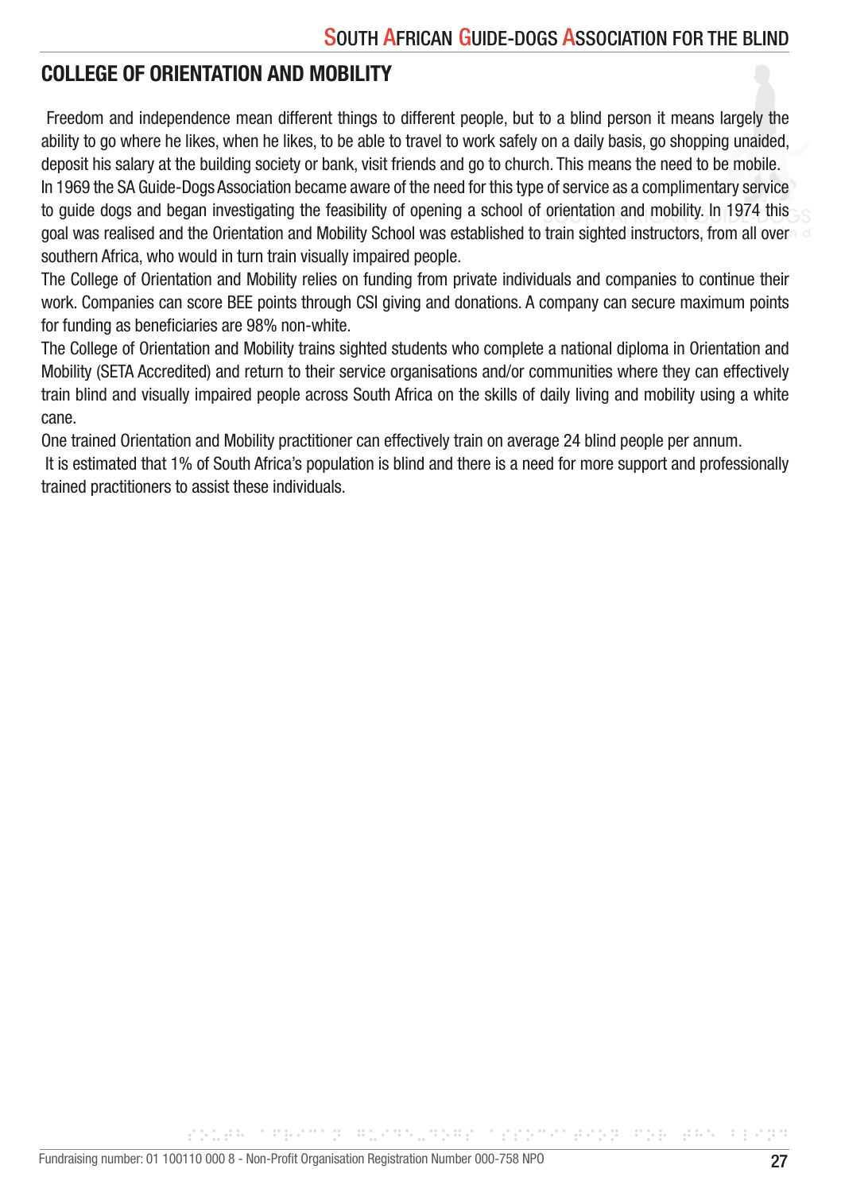## COLLEGE OF ORIENTATION AND MOBILITY

Freedom and independence mean different things to different people, but to a blind person it means largely the ability to go where he likes, when he likes, to be able to travel to work safely on a daily basis, go shopping unaided, deposit his salary at the building society or bank, visit friends and go to church. This means the need to be mobile.

In 1969 the SA Guide-Dogs Association became aware of the need for this type of service as a complimentary service to guide dogs and began investigating the feasibility of opening a school of orientation and mobility. In 1974 this goal was realised and the Orientation and Mobility School was established to train sighted instructors, from all over southern Africa, who would in turn train visually impaired people.

The College of Orientation and Mobility relies on funding from private individuals and companies to continue their work. Companies can score BEE points through CSI giving and donations. A company can secure maximum points for funding as beneficiaries are 98% non-white.

The College of Orientation and Mobility trains sighted students who complete a national diploma in Orientation and Mobility (SETA Accredited) and return to their service organisations and/or communities where they can effectively train blind and visually impaired people across South Africa on the skills of daily living and mobility using a white cane.

One trained Orientation and Mobility practitioner can effectively train on average 24 blind people per annum.

It is estimated that 1% of South Africa's population is blind and there is a need for more support and professionally trained practitioners to assist these individuals.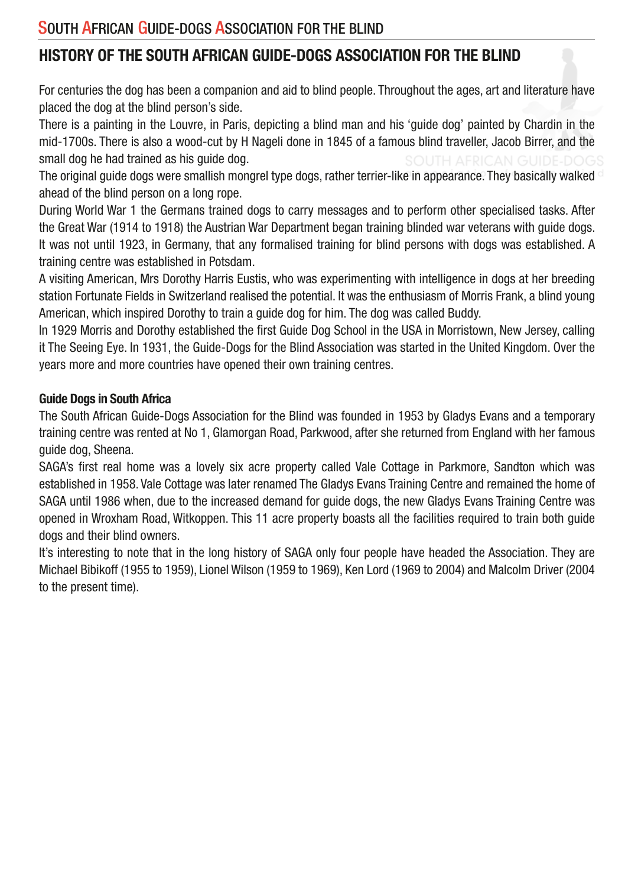# HISTORY OF THE SOUTH AFRICAN GUIDE-DOGS ASSOCIATION FOR THE BLIND

For centuries the dog has been a companion and aid to blind people. Throughout the ages, art and literature have placed the dog at the blind person's side.

There is a painting in the Louvre, in Paris, depicting a blind man and his 'guide dog' painted by Chardin in the mid-1700s. There is also a wood-cut by H Nageli done in 1845 of a famous blind traveller, Jacob Birrer, and the small dog he had trained as his guide dog.

The original guide dogs were smallish mongrel type dogs, rather terrier-like in appearance. They basically walked ahead of the blind person on a long rope.

During World War 1 the Germans trained dogs to carry messages and to perform other specialised tasks. After the Great War (1914 to 1918) the Austrian War Department began training blinded war veterans with guide dogs. It was not until 1923, in Germany, that any formalised training for blind persons with dogs was established. A training centre was established in Potsdam.

A visiting American, Mrs Dorothy Harris Eustis, who was experimenting with intelligence in dogs at her breeding station Fortunate Fields in Switzerland realised the potential. It was the enthusiasm of Morris Frank, a blind young American, which inspired Dorothy to train a guide dog for him. The dog was called Buddy.

In 1929 Morris and Dorothy established the first Guide Dog School in the USA in Morristown, New Jersey, calling it The Seeing Eye. In 1931, the Guide-Dogs for the Blind Association was started in the United Kingdom. Over the years more and more countries have opened their own training centres.

### Guide Dogs in South Africa

The South African Guide-Dogs Association for the Blind was founded in 1953 by Gladys Evans and a temporary training centre was rented at No 1, Glamorgan Road, Parkwood, after she returned from England with her famous guide dog, Sheena.

SAGA's first real home was a lovely six acre property called Vale Cottage in Parkmore, Sandton which was established in 1958. Vale Cottage was later renamed The Gladys Evans Training Centre and remained the home of SAGA until 1986 when, due to the increased demand for guide dogs, the new Gladys Evans Training Centre was opened in Wroxham Road, Witkoppen. This 11 acre property boasts all the facilities required to train both guide dogs and their blind owners.

It's interesting to note that in the long history of SAGA only four people have headed the Association. They are Michael Bibikoff (1955 to 1959), Lionel Wilson (1959 to 1969), Ken Lord (1969 to 2004) and Malcolm Driver (2004 to the present time).